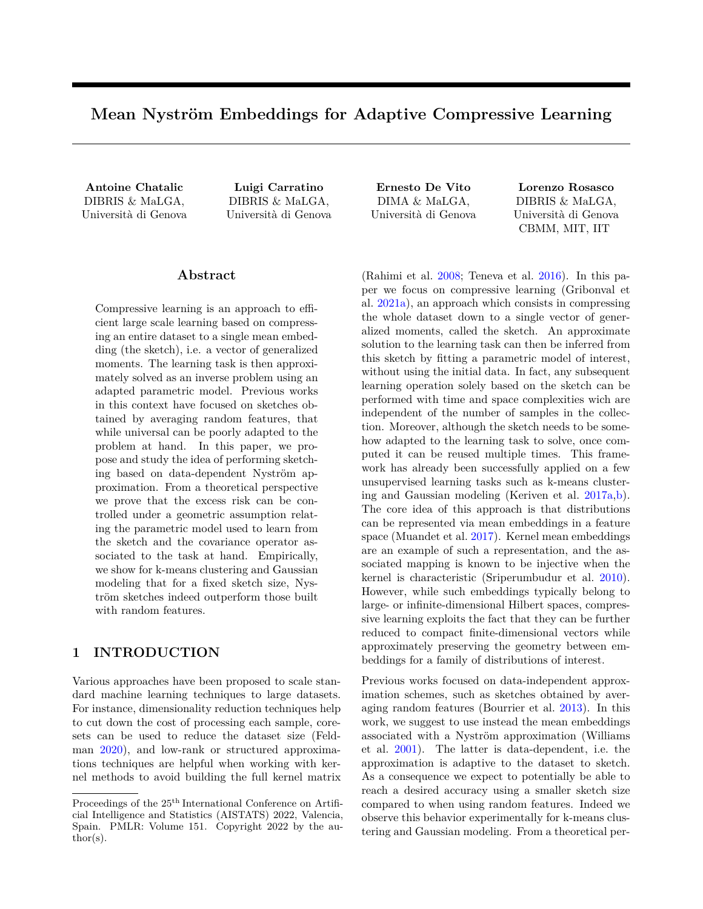# Mean Nyström Embeddings for Adaptive Compressive Learning

**Antoine Chatalic**
DIBRIS & MaLGA,
Università di Genova

**Luigi Carratino**
DIBRIS & MaLGA,
Università di Genova

**Ernesto De Vito**
DIMA & MaLGA,
Università di Genova

**Lorenzo Rosasco**
DIBRIS & MaLGA,
Università di Genova
CBMM, MIT, IIT

## Abstract

Compressive learning is an approach to efficient large scale learning based on compressing an entire dataset to a single mean embedding (the sketch), i.e. a vector of generalized moments. The learning task is then approximately solved as an inverse problem using an adapted parametric model. Previous works in this context have focused on sketches obtained by averaging random features, that while universal can be poorly adapted to the problem at hand. In this paper, we propose and study the idea of performing sketching based on data-dependent Nyström approximation. From a theoretical perspective we prove that the excess risk can be controlled under a geometric assumption relating the parametric model used to learn from the sketch and the covariance operator associated to the task at hand. Empirically, we show for k-means clustering and Gaussian modeling that for a fixed sketch size, Nyström sketches indeed outperform those built with random features.

## 1 INTRODUCTION

Various approaches have been proposed to scale standard machine learning techniques to large datasets. For instance, dimensionality reduction techniques help to cut down the cost of processing each sample, coresets can be used to reduce the dataset size (Feldman 2020), and low-rank or structured approximations techniques are helpful when working with kernel methods to avoid building the full kernel matrix (Rahimi et al. 2008; Teneva et al. 2016). In this paper we focus on compressive learning (Gribonval et al. 2021a), an approach which consists in compressing the whole dataset down to a single vector of generalized moments, called the sketch. An approximate solution to the learning task can then be inferred from this sketch by fitting a parametric model of interest, without using the initial data. In fact, any subsequent learning operation solely based on the sketch can be performed with time and space complexities wich are independent of the number of samples in the collection. Moreover, although the sketch needs to be somehow adapted to the learning task to solve, once computed it can be reused multiple times. This framework has already been successfully applied on a few unsupervised learning tasks such as k-means clustering and Gaussian modeling (Keriven et al. 2017a,b). The core idea of this approach is that distributions can be represented via mean embeddings in a feature space (Muandet et al. 2017). Kernel mean embeddings are an example of such a representation, and the associated mapping is known to be injective when the kernel is characteristic (Sriperumbudur et al. 2010). However, while such embeddings typically belong to large- or infinite-dimensional Hilbert spaces, compressive learning exploits the fact that they can be further reduced to compact finite-dimensional vectors while approximately preserving the geometry between embeddings for a family of distributions of interest.

Previous works focused on data-independent approximation schemes, such as sketches obtained by averaging random features (Bourrier et al. 2013). In this work, we suggest to use instead the mean embeddings associated with a Nyström approximation (Williams et al. 2001). The latter is data-dependent, i.e. the approximation is adaptive to the dataset to sketch. As a consequence we expect to potentially be able to reach a desired accuracy using a smaller sketch size compared to when using random features. Indeed we observe this behavior experimentally for k-means clustering and Gaussian modeling. From a theoretical per-

Proceedings of the 25[th] International Conference on Artificial Intelligence and Statistics (AISTATS) 2022, Valencia, Spain. PMLR: Volume 151. Copyright 2022 by the author(s).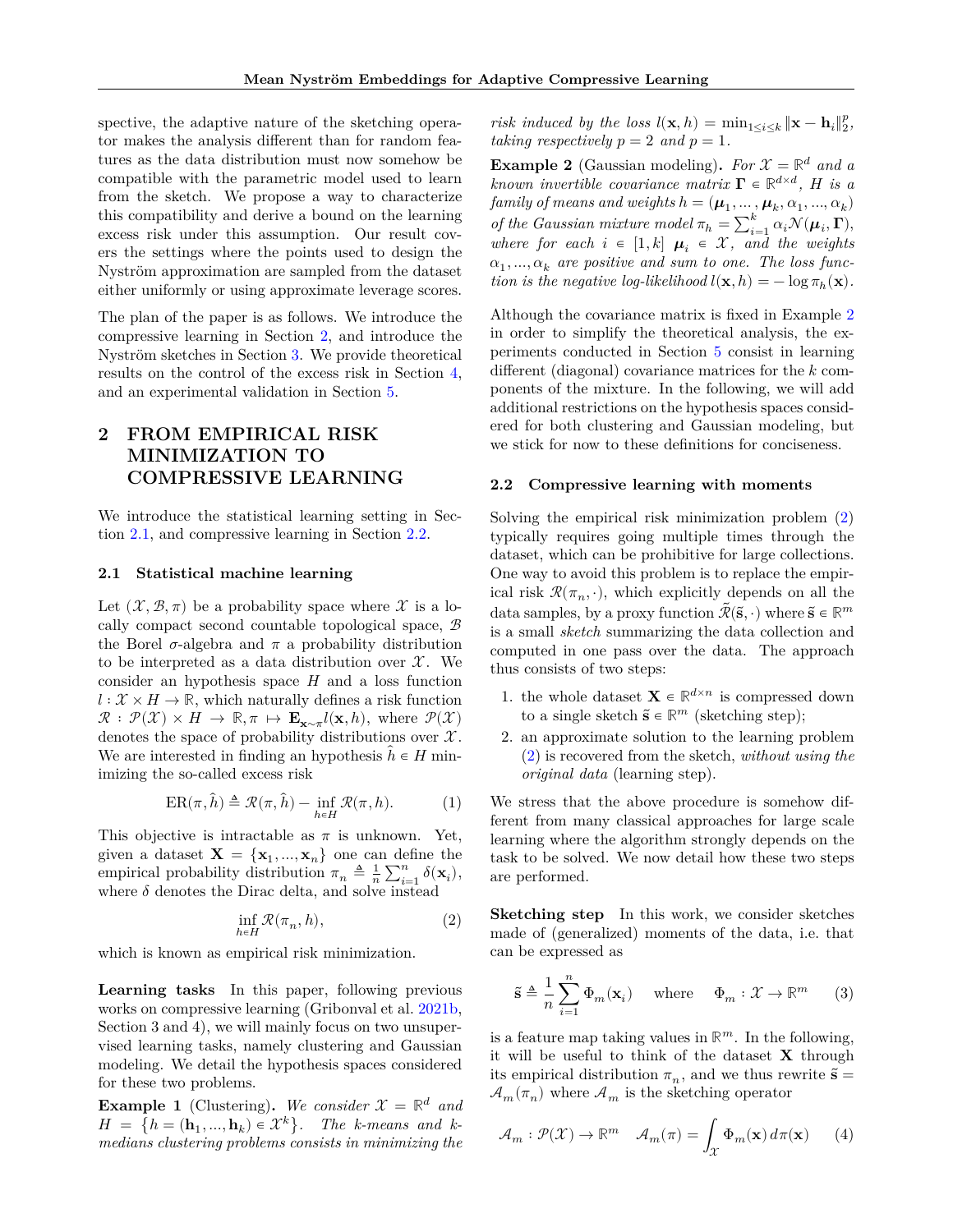spective, the adaptive nature of the sketching operator makes the analysis different than for random features as the data distribution must now somehow be compatible with the parametric model used to learn from the sketch. We propose a way to characterize this compatibility and derive a bound on the learning excess risk under this assumption. Our result covers the settings where the points used to design the Nyström approximation are sampled from the dataset either uniformly or using approximate leverage scores.

The plan of the paper is as follows. We introduce the compressive learning in Section 2, and introduce the Nyström sketches in Section 3. We provide theoretical results on the control of the excess risk in Section 4, and an experimental validation in Section 5.

# 2 FROM EMPIRICAL RISK MINIMIZATION TO COMPRESSIVE LEARNING

We introduce the statistical learning setting in Section 2.1, and compressive learning in Section 2.2.

## 2.1 Statistical machine learning

Let $(\mathcal{X}, \mathcal{B}, \pi)$ be a probability space where $\mathcal{X}$ is a locally compact second countable topological space, $\mathcal{B}$ the Borel $\sigma$-algebra and $\pi$ a probability distribution to be interpreted as a data distribution over $\mathcal{X}$. We consider an hypothesis space $H$ and a loss function $l : \mathcal{X} \times H \to \mathbb{R}$, which naturally defines a risk function $\mathcal{R} : \mathcal{P}(\mathcal{X}) \times H \to \mathbb{R}, \pi \mapsto \mathbf{E}_{\mathbf{x}\sim\pi} l(\mathbf{x}, h)$, where $\mathcal{P}(\mathcal{X})$ denotes the space of probability distributions over $\mathcal{X}$. We are interested in finding an hypothesis $\hat{h} \in H$ minimizing the so-called excess risk

$$\mathrm{ER}(\pi, \hat{h}) \triangleq \mathcal{R}(\pi, \hat{h}) - \inf_{h\in H} \mathcal{R}(\pi, h). \tag{1}$$

This objective is intractable as $\pi$ is unknown. Yet, given a dataset $\mathbf{X} = \{\mathbf{x}_1, ..., \mathbf{x}_n\}$ one can define the empirical probability distribution $\pi_n \triangleq \frac{1}{n}\sum_{i=1}^n \delta(\mathbf{x}_i)$, where $\delta$ denotes the Dirac delta, and solve instead

$$\inf_{h\in H} \mathcal{R}(\pi_n, h), \tag{2}$$

which is known as empirical risk minimization.

**Learning tasks** In this paper, following previous works on compressive learning (Gribonval et al. 2021b, Section 3 and 4), we will mainly focus on two unsupervised learning tasks, namely clustering and Gaussian modeling. We detail the hypothesis spaces considered for these two problems.

**Example 1** (Clustering)**.** *We consider $\mathcal{X} = \mathbb{R}^d$ and $H = \{h = (\mathbf{h}_1, ..., \mathbf{h}_k) \in \mathcal{X}^k\}$. The k-means and k-medians clustering problems consists in minimizing the risk induced by the loss $l(\mathbf{x}, h) = \min_{1\leq i\leq k} \|\mathbf{x} - \mathbf{h}_i\|_2^p$, taking respectively $p = 2$ and $p = 1$.*

**Example 2** (Gaussian modeling)**.** *For $\mathcal{X} = \mathbb{R}^d$ and a known invertible covariance matrix $\mathbf{\Gamma} \in \mathbb{R}^{d\times d}$, $H$ is a family of means and weights $h = (\boldsymbol{\mu}_1, ..., \boldsymbol{\mu}_k, \alpha_1, ..., \alpha_k)$ of the Gaussian mixture model $\pi_h = \sum_{i=1}^k \alpha_i \mathcal{N}(\boldsymbol{\mu}_i, \mathbf{\Gamma})$, where for each $i \in [1, k]$ $\boldsymbol{\mu}_i \in \mathcal{X}$, and the weights $\alpha_1, ..., \alpha_k$ are positive and sum to one. The loss function is the negative log-likelihood $l(\mathbf{x}, h) = -\log \pi_h(\mathbf{x})$.*

Although the covariance matrix is fixed in Example 2 in order to simplify the theoretical analysis, the experiments conducted in Section 5 consist in learning different (diagonal) covariance matrices for the $k$ components of the mixture. In the following, we will add additional restrictions on the hypothesis spaces considered for both clustering and Gaussian modeling, but we stick for now to these definitions for conciseness.

## 2.2 Compressive learning with moments

Solving the empirical risk minimization problem (2) typically requires going multiple times through the dataset, which can be prohibitive for large collections. One way to avoid this problem is to replace the empirical risk $\mathcal{R}(\pi_n, \cdot)$, which explicitly depends on all the data samples, by a proxy function $\tilde{\mathcal{R}}(\tilde{\mathbf{s}}, \cdot)$ where $\tilde{\mathbf{s}} \in \mathbb{R}^m$ is a small *sketch* summarizing the data collection and computed in one pass over the data. The approach thus consists of two steps:

1. the whole dataset $\mathbf{X} \in \mathbb{R}^{d\times n}$ is compressed down to a single sketch $\tilde{\mathbf{s}} \in \mathbb{R}^m$ (sketching step);
2. an approximate solution to the learning problem (2) is recovered from the sketch, *without using the original data* (learning step).

We stress that the above procedure is somehow different from many classical approaches for large scale learning where the algorithm strongly depends on the task to be solved. We now detail how these two steps are performed.

**Sketching step** In this work, we consider sketches made of (generalized) moments of the data, i.e. that can be expressed as

$$\tilde{\mathbf{s}} \triangleq \frac{1}{n}\sum_{i=1}^n \Phi_m(\mathbf{x}_i) \quad \text{ where } \quad \Phi_m : \mathcal{X} \to \mathbb{R}^m \tag{3}$$

is a feature map taking values in $\mathbb{R}^m$. In the following, it will be useful to think of the dataset $\mathbf{X}$ through its empirical distribution $\pi_n$, and we thus rewrite $\tilde{\mathbf{s}} = \mathcal{A}_m(\pi_n)$ where $\mathcal{A}_m$ is the sketching operator

$$\mathcal{A}_m : \mathcal{P}(\mathcal{X}) \to \mathbb{R}^m \quad \mathcal{A}_m(\pi) = \int_{\mathcal{X}} \Phi_m(\mathbf{x})\, d\pi(\mathbf{x}) \tag{4}$$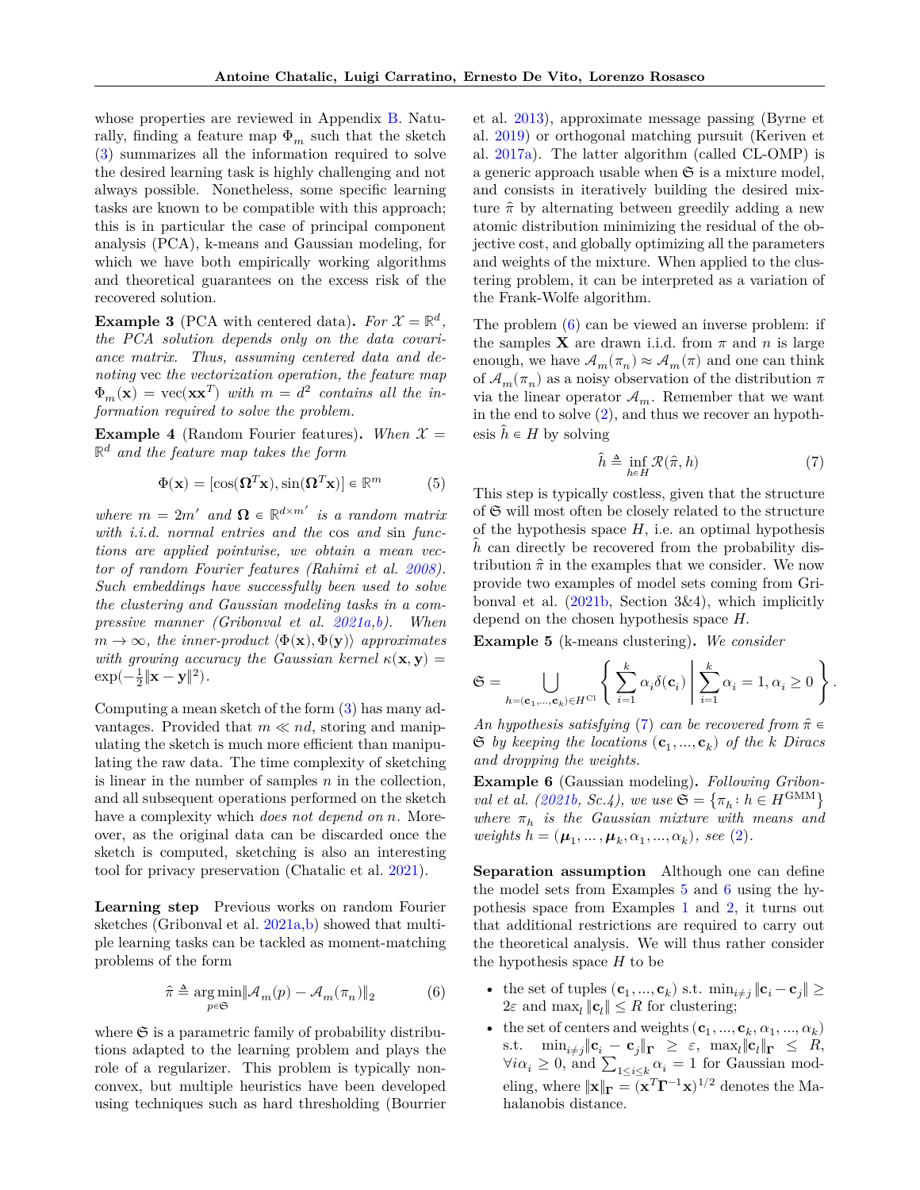whose properties are reviewed in Appendix B. Naturally, finding a feature map $\Phi_m$ such that the sketch (3) summarizes all the information required to solve the desired learning task is highly challenging and not always possible. Nonetheless, some specific learning tasks are known to be compatible with this approach; this is in particular the case of principal component analysis (PCA), k-means and Gaussian modeling, for which we have both empirically working algorithms and theoretical guarantees on the excess risk of the recovered solution.

**Example 3** (PCA with centered data)**.** *For $\mathcal{X} = \mathbb{R}^d$, the PCA solution depends only on the data covariance matrix. Thus, assuming centered data and denoting* vec *the vectorization operation, the feature map $\Phi_m(\mathbf{x}) = \mathrm{vec}(\mathbf{x}\mathbf{x}^T)$ with $m = d^2$ contains all the information required to solve the problem.*

**Example 4** (Random Fourier features)**.** *When $\mathcal{X} = \mathbb{R}^d$ and the feature map takes the form*

$$\Phi(\mathbf{x}) = [\cos(\mathbf{\Omega}^T\mathbf{x}), \sin(\mathbf{\Omega}^T\mathbf{x})] \in \mathbb{R}^m \tag{5}$$

*where $m = 2m'$ and $\mathbf{\Omega} \in \mathbb{R}^{d\times m'}$ is a random matrix with i.i.d. normal entries and the* cos *and* sin *functions are applied pointwise, we obtain a mean vector of random Fourier features (Rahimi et al. 2008). Such embeddings have successfully been used to solve the clustering and Gaussian modeling tasks in a compressive manner (Gribonval et al. 2021a,b). When $m \to \infty$, the inner-product $\langle \Phi(\mathbf{x}), \Phi(\mathbf{y})\rangle$ approximates with growing accuracy the Gaussian kernel $\kappa(\mathbf{x}, \mathbf{y}) = \exp(-\frac{1}{2}\|\mathbf{x} - \mathbf{y}\|^2)$.*

Computing a mean sketch of the form (3) has many advantages. Provided that $m \ll nd$, storing and manipulating the sketch is much more efficient than manipulating the raw data. The time complexity of sketching is linear in the number of samples $n$ in the collection, and all subsequent operations performed on the sketch have a complexity which *does not depend on* $n$. Moreover, as the original data can be discarded once the sketch is computed, sketching is also an interesting tool for privacy preservation (Chatalic et al. 2021).

**Learning step** Previous works on random Fourier sketches (Gribonval et al. 2021a,b) showed that multiple learning tasks can be tackled as moment-matching problems of the form

$$\hat{\pi} \triangleq \operatorname*{arg\,min}_{p\in\mathfrak{S}} \|\mathcal{A}_m(p) - \mathcal{A}_m(\pi_n)\|_2 \tag{6}$$

where $\mathfrak{S}$ is a parametric family of probability distributions adapted to the learning problem and plays the role of a regularizer. This problem is typically nonconvex, but multiple heuristics have been developed using techniques such as hard thresholding (Bourrier et al. 2013), approximate message passing (Byrne et al. 2019) or orthogonal matching pursuit (Keriven et al. 2017a). The latter algorithm (called CL-OMP) is a generic approach usable when $\mathfrak{S}$ is a mixture model, and consists in iteratively building the desired mixture $\hat{\pi}$ by alternating between greedily adding a new atomic distribution minimizing the residual of the objective cost, and globally optimizing all the parameters and weights of the mixture. When applied to the clustering problem, it can be interpreted as a variation of the Frank-Wolfe algorithm.

The problem (6) can be viewed an inverse problem: if the samples $\mathbf{X}$ are drawn i.i.d. from $\pi$ and $n$ is large enough, we have $\mathcal{A}_m(\pi_n) \approx \mathcal{A}_m(\pi)$ and one can think of $\mathcal{A}_m(\pi_n)$ as a noisy observation of the distribution $\pi$ via the linear operator $\mathcal{A}_m$. Remember that we want in the end to solve (2), and thus we recover an hypothesis $\hat{h} \in H$ by solving

$$\hat{h} \triangleq \inf_{h\in H} \mathcal{R}(\hat{\pi}, h) \tag{7}$$

This step is typically costless, given that the structure of $\mathfrak{S}$ will most often be closely related to the structure of the hypothesis space $H$, i.e. an optimal hypothesis $\hat{h}$ can directly be recovered from the probability distribution $\hat{\pi}$ in the examples that we consider. We now provide two examples of model sets coming from Gribonval et al. (2021b, Section 3&4), which implicitly depend on the chosen hypothesis space $H$.

**Example 5** (k-means clustering)**.** *We consider*

$$\mathfrak{S} = \bigcup_{h=(\mathbf{c}_1,\ldots,\mathbf{c}_k)\in H^{\mathrm{Cl}}} \left\{ \sum_{i=1}^k \alpha_i \delta(\mathbf{c}_i) \;\middle|\; \sum_{i=1}^k \alpha_i = 1, \alpha_i \geq 0 \right\}.$$

*An hypothesis satisfying (7) can be recovered from $\hat{\pi} \in \mathfrak{S}$ by keeping the locations $(\mathbf{c}_1, \ldots, \mathbf{c}_k)$ of the $k$ Diracs and dropping the weights.*

**Example 6** (Gaussian modeling)**.** *Following Gribonval et al. (2021b, Sc.4), we use $\mathfrak{S} = \{\pi_h : h \in H^{\mathrm{GMM}}\}$ where $\pi_h$ is the Gaussian mixture with means and weights $h = (\boldsymbol{\mu}_1, \ldots, \boldsymbol{\mu}_k, \alpha_1, \ldots, \alpha_k)$, see (2).*

**Separation assumption** Although one can define the model sets from Examples 5 and 6 using the hypothesis space from Examples 1 and 2, it turns out that additional restrictions are required to carry out the theoretical analysis. We will thus rather consider the hypothesis space $H$ to be

- the set of tuples $(\mathbf{c}_1, \ldots, \mathbf{c}_k)$ s.t. $\min_{i\neq j} \|\mathbf{c}_i - \mathbf{c}_j\| \geq 2\varepsilon$ and $\max_l \|\mathbf{c}_l\| \leq R$ for clustering;
- the set of centers and weights $(\mathbf{c}_1, \ldots, \mathbf{c}_k, \alpha_1, \ldots, \alpha_k)$ s.t. $\min_{i\neq j}\|\mathbf{c}_i - \mathbf{c}_j\|_{\mathbf{\Gamma}} \geq \varepsilon$, $\max_l\|\mathbf{c}_l\|_{\mathbf{\Gamma}} \leq R$, $\forall i \alpha_i \geq 0$, and $\sum_{1\leq i\leq k} \alpha_i = 1$ for Gaussian modeling, where $\|\mathbf{x}\|_{\mathbf{\Gamma}} = (\mathbf{x}^T\mathbf{\Gamma}^{-1}\mathbf{x})^{1/2}$ denotes the Mahalanobis distance.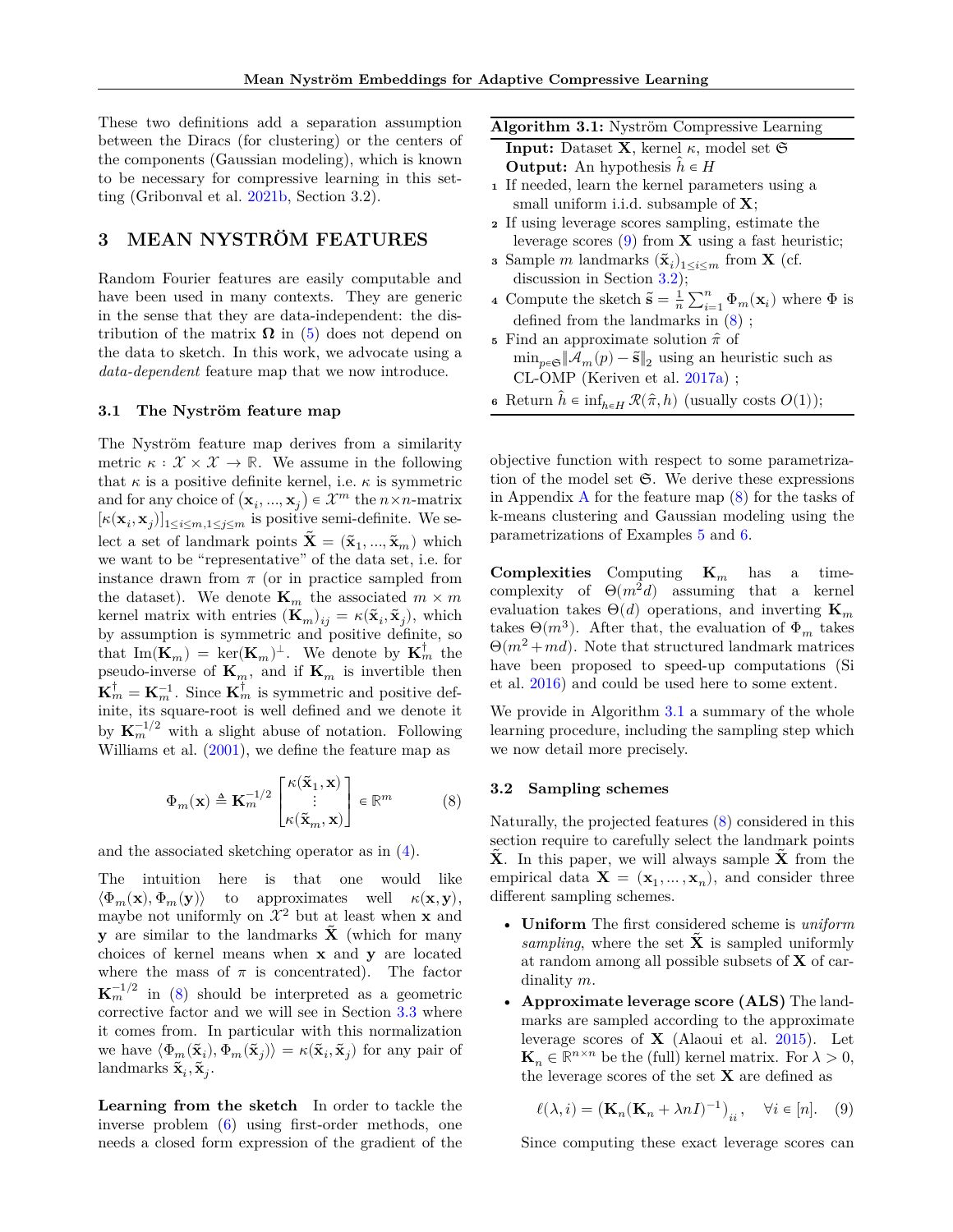These two definitions add a separation assumption between the Diracs (for clustering) or the centers of the components (Gaussian modeling), which is known to be necessary for compressive learning in this setting (Gribonval et al. 2021b, Section 3.2).

## 3 MEAN NYSTRÖM FEATURES

Random Fourier features are easily computable and have been used in many contexts. They are generic in the sense that they are data-independent: the distribution of the matrix $\mathbf{\Omega}$ in (5) does not depend on the data to sketch. In this work, we advocate using a *data-dependent* feature map that we now introduce.

### 3.1 The Nyström feature map

The Nyström feature map derives from a similarity metric $\kappa : \mathcal{X} \times \mathcal{X} \to \mathbb{R}$. We assume in the following that $\kappa$ is a positive definite kernel, i.e. $\kappa$ is symmetric and for any choice of $(\mathbf{x}_i, ..., \mathbf{x}_j) \in \mathcal{X}^m$ the $n \times n$-matrix $[\kappa(\mathbf{x}_i, \mathbf{x}_j)]_{1 \le i \le m, 1 \le j \le m}$ is positive semi-definite. We select a set of landmark points $\tilde{\mathbf{X}} = (\tilde{\mathbf{x}}_1, ..., \tilde{\mathbf{x}}_m)$ which we want to be "representative" of the data set, i.e. for instance drawn from $\pi$ (or in practice sampled from the dataset). We denote $\mathbf{K}_m$ the associated $m \times m$ kernel matrix with entries $(\mathbf{K}_m)_{ij} = \kappa(\tilde{\mathbf{x}}_i, \tilde{\mathbf{x}}_j)$, which by assumption is symmetric and positive definite, so that $\mathrm{Im}(\mathbf{K}_m) = \ker(\mathbf{K}_m)^{\perp}$. We denote by $\mathbf{K}_m^{\dagger}$ the pseudo-inverse of $\mathbf{K}_m$, and if $\mathbf{K}_m$ is invertible then $\mathbf{K}_m^{\dagger} = \mathbf{K}_m^{-1}$. Since $\mathbf{K}_m^{\dagger}$ is symmetric and positive definite, its square-root is well defined and we denote it by $\mathbf{K}_m^{-1/2}$ with a slight abuse of notation. Following Williams et al. (2001), we define the feature map as

$$\Phi_m(\mathbf{x}) \triangleq \mathbf{K}_m^{-1/2} \begin{bmatrix} \kappa(\tilde{\mathbf{x}}_1, \mathbf{x}) \\ \vdots \\ \kappa(\tilde{\mathbf{x}}_m, \mathbf{x}) \end{bmatrix} \in \mathbb{R}^m \tag{8}$$

and the associated sketching operator as in (4).

The intuition here is that one would like $\langle \Phi_m(\mathbf{x}), \Phi_m(\mathbf{y}) \rangle$ to approximates well $\kappa(\mathbf{x}, \mathbf{y})$, maybe not uniformly on $\mathcal{X}^2$ but at least when $\mathbf{x}$ and $\mathbf{y}$ are similar to the landmarks $\tilde{\mathbf{X}}$ (which for many choices of kernel means when $\mathbf{x}$ and $\mathbf{y}$ are located where the mass of $\pi$ is concentrated). The factor $\mathbf{K}_m^{-1/2}$ in (8) should be interpreted as a geometric corrective factor and we will see in Section 3.3 where it comes from. In particular with this normalization we have $\langle \Phi_m(\tilde{\mathbf{x}}_i), \Phi_m(\tilde{\mathbf{x}}_j) \rangle = \kappa(\tilde{\mathbf{x}}_i, \tilde{\mathbf{x}}_j)$ for any pair of landmarks $\tilde{\mathbf{x}}_i, \tilde{\mathbf{x}}_j$.

**Learning from the sketch** In order to tackle the inverse problem (6) using first-order methods, one needs a closed form expression of the gradient of the objective function with respect to some parametrization of the model set $\mathfrak{S}$. We derive these expressions in Appendix A for the feature map (8) for the tasks of k-means clustering and Gaussian modeling using the parametrizations of Examples 5 and 6.

**Complexities** Computing $\mathbf{K}_m$ has a time-complexity of $\Theta(m^2 d)$ assuming that a kernel evaluation takes $\Theta(d)$ operations, and inverting $\mathbf{K}_m$ takes $\Theta(m^3)$. After that, the evaluation of $\Phi_m$ takes $\Theta(m^2 + md)$. Note that structured landmark matrices have been proposed to speed-up computations (Si et al. 2016) and could be used here to some extent.

We provide in Algorithm 3.1 a summary of the whole learning procedure, including the sampling step which we now detail more precisely.

---

**Algorithm 3.1:** Nyström Compressive Learning

**Input:** Dataset $\mathbf{X}$, kernel $\kappa$, model set $\mathfrak{S}$
**Output:** An hypothesis $\hat{h} \in H$

1. If needed, learn the kernel parameters using a small uniform i.i.d. subsample of $\mathbf{X}$;
2. If using leverage scores sampling, estimate the leverage scores (9) from $\mathbf{X}$ using a fast heuristic;
3. Sample $m$ landmarks $(\tilde{\mathbf{x}}_i)_{1 \le i \le m}$ from $\mathbf{X}$ (cf. discussion in Section 3.2);
4. Compute the sketch $\tilde{\mathbf{s}} = \frac{1}{n} \sum_{i=1}^{n} \Phi_m(\mathbf{x}_i)$ where $\Phi$ is defined from the landmarks in (8) ;
5. Find an approximate solution $\hat{\pi}$ of $\min_{p \in \mathfrak{S}} \| \mathcal{A}_m(p) - \tilde{\mathbf{s}} \|_2$ using an heuristic such as CL-OMP (Keriven et al. 2017a) ;
6. Return $\hat{h} \in \inf_{h \in H} \mathcal{R}(\hat{\pi}, h)$ (usually costs $O(1)$);

---

### 3.2 Sampling schemes

Naturally, the projected features (8) considered in this section require to carefully select the landmark points $\tilde{\mathbf{X}}$. In this paper, we will always sample $\tilde{\mathbf{X}}$ from the empirical data $\mathbf{X} = (\mathbf{x}_1, \dots, \mathbf{x}_n)$, and consider three different sampling schemes.

- **Uniform** The first considered scheme is *uniform sampling*, where the set $\tilde{\mathbf{X}}$ is sampled uniformly at random among all possible subsets of $\mathbf{X}$ of cardinality $m$.
- **Approximate leverage score (ALS)** The landmarks are sampled according to the approximate leverage scores of $\mathbf{X}$ (Alaoui et al. 2015). Let $\mathbf{K}_n \in \mathbb{R}^{n \times n}$ be the (full) kernel matrix. For $\lambda > 0$, the leverage scores of the set $\mathbf{X}$ are defined as

$$\ell(\lambda, i) = \left( \mathbf{K}_n (\mathbf{K}_n + \lambda n I)^{-1} \right)_{ii}, \quad \forall i \in [n]. \tag{9}$$

Since computing these exact leverage scores can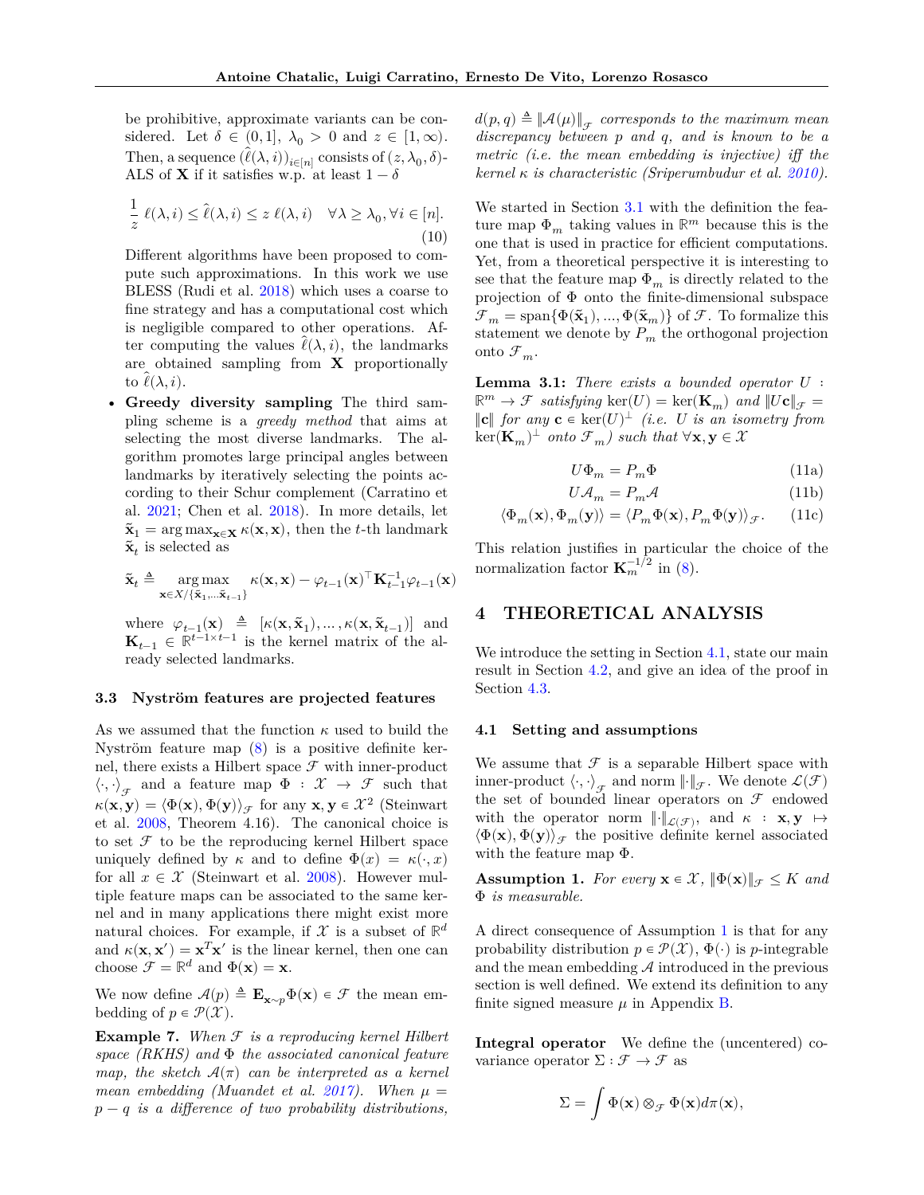be prohibitive, approximate variants can be considered. Let $\delta \in (0, 1]$, $\lambda_0 > 0$ and $z \in [1, \infty)$. Then, a sequence $(\hat{\ell}(\lambda, i))_{i\in[n]}$ consists of $(z, \lambda_0, \delta)$-ALS of $\mathbf{X}$ if it satisfies w.p. at least $1 - \delta$

$$\frac{1}{z}\,\ell(\lambda, i) \le \hat{\ell}(\lambda, i) \le z\,\ell(\lambda, i) \quad \forall \lambda \ge \lambda_0, \forall i \in [n]. \tag{10}$$

Different algorithms have been proposed to compute such approximations. In this work we use BLESS (Rudi et al. 2018) which uses a coarse to fine strategy and has a computational cost which is negligible compared to other operations. After computing the values $\hat{\ell}(\lambda, i)$, the landmarks are obtained sampling from $\mathbf{X}$ proportionally to $\hat{\ell}(\lambda, i)$.

- **Greedy diversity sampling** The third sampling scheme is a *greedy method* that aims at selecting the most diverse landmarks. The algorithm promotes large principal angles between landmarks by iteratively selecting the points according to their Schur complement (Carratino et al. 2021; Chen et al. 2018). In more details, let $\tilde{\mathbf{x}}_1 = \arg\max_{\mathbf{x}\in\mathbf{X}} \kappa(\mathbf{x}, \mathbf{x})$, then the $t$-th landmark $\tilde{\mathbf{x}}_t$ is selected as

$$\tilde{\mathbf{x}}_t \triangleq \underset{\mathbf{x}\in X/\{\tilde{\mathbf{x}}_1,\dots\tilde{\mathbf{x}}_{t-1}\}}{\arg\max}\ \kappa(\mathbf{x}, \mathbf{x}) - \varphi_{t-1}(\mathbf{x})^\top \mathbf{K}_{t-1}^{-1}\varphi_{t-1}(\mathbf{x})$$

where $\varphi_{t-1}(\mathbf{x}) \triangleq [\kappa(\mathbf{x}, \tilde{\mathbf{x}}_1), \dots, \kappa(\mathbf{x}, \tilde{\mathbf{x}}_{t-1})]$ and $\mathbf{K}_{t-1} \in \mathbb{R}^{t-1\times t-1}$ is the kernel matrix of the already selected landmarks.

### 3.3 Nyström features are projected features

As we assumed that the function $\kappa$ used to build the Nyström feature map (8) is a positive definite kernel, there exists a Hilbert space $\mathcal{F}$ with inner-product $\langle\cdot,\cdot\rangle_{\mathcal{F}}$ and a feature map $\Phi : \mathcal{X} \to \mathcal{F}$ such that $\kappa(\mathbf{x}, \mathbf{y}) = \langle\Phi(\mathbf{x}), \Phi(\mathbf{y})\rangle_{\mathcal{F}}$ for any $\mathbf{x}, \mathbf{y} \in \mathcal{X}^2$ (Steinwart et al. 2008, Theorem 4.16). The canonical choice is to set $\mathcal{F}$ to be the reproducing kernel Hilbert space uniquely defined by $\kappa$ and to define $\Phi(x) = \kappa(\cdot, x)$ for all $x \in \mathcal{X}$ (Steinwart et al. 2008). However multiple feature maps can be associated to the same kernel and in many applications there might exist more natural choices. For example, if $\mathcal{X}$ is a subset of $\mathbb{R}^d$ and $\kappa(\mathbf{x}, \mathbf{x}') = \mathbf{x}^T\mathbf{x}'$ is the linear kernel, then one can choose $\mathcal{F} = \mathbb{R}^d$ and $\Phi(\mathbf{x}) = \mathbf{x}$.

We now define $\mathcal{A}(p) \triangleq \mathbf{E}_{\mathbf{x}\sim p}\Phi(\mathbf{x}) \in \mathcal{F}$ the mean embedding of $p \in \mathcal{P}(\mathcal{X})$.

**Example 7.** *When $\mathcal{F}$ is a reproducing kernel Hilbert space (RKHS) and $\Phi$ the associated canonical feature map, the sketch $\mathcal{A}(\pi)$ can be interpreted as a kernel mean embedding (Muandet et al. 2017). When $\mu = p - q$ is a difference of two probability distributions, $d(p, q) \triangleq \|\mathcal{A}(\mu)\|_{\mathcal{F}}$ corresponds to the maximum mean discrepancy between $p$ and $q$, and is known to be a metric (i.e. the mean embedding is injective) iff the kernel $\kappa$ is characteristic (Sriperumbudur et al. 2010).*

We started in Section 3.1 with the definition the feature map $\Phi_m$ taking values in $\mathbb{R}^m$ because this is the one that is used in practice for efficient computations. Yet, from a theoretical perspective it is interesting to see that the feature map $\Phi_m$ is directly related to the projection of $\Phi$ onto the finite-dimensional subspace $\mathcal{F}_m = \mathrm{span}\{\Phi(\tilde{\mathbf{x}}_1), ..., \Phi(\tilde{\mathbf{x}}_m)\}$ of $\mathcal{F}$. To formalize this statement we denote by $P_m$ the orthogonal projection onto $\mathcal{F}_m$.

**Lemma 3.1:** *There exists a bounded operator $U : \mathbb{R}^m \to \mathcal{F}$ satisfying $\ker(U) = \ker(\mathbf{K}_m)$ and $\|U\mathbf{c}\|_{\mathcal{F}} = \|\mathbf{c}\|$ for any $\mathbf{c} \in \ker(U)^\perp$ (i.e. $U$ is an isometry from $\ker(\mathbf{K}_m)^\perp$ onto $\mathcal{F}_m$) such that $\forall \mathbf{x}, \mathbf{y} \in \mathcal{X}$*

$$U\Phi_m = P_m\Phi \tag{11a}$$

$$U\mathcal{A}_m = P_m\mathcal{A} \tag{11b}$$

$$\langle\Phi_m(\mathbf{x}), \Phi_m(\mathbf{y})\rangle = \langle P_m\Phi(\mathbf{x}), P_m\Phi(\mathbf{y})\rangle_{\mathcal{F}}. \tag{11c}$$

This relation justifies in particular the choice of the normalization factor $\mathbf{K}_m^{-1/2}$ in (8).

## 4 THEORETICAL ANALYSIS

We introduce the setting in Section 4.1, state our main result in Section 4.2, and give an idea of the proof in Section 4.3.

### 4.1 Setting and assumptions

We assume that $\mathcal{F}$ is a separable Hilbert space with inner-product $\langle\cdot,\cdot\rangle_{\mathcal{F}}$ and norm $\|\cdot\|_{\mathcal{F}}$. We denote $\mathcal{L}(\mathcal{F})$ the set of bounded linear operators on $\mathcal{F}$ endowed with the operator norm $\|\cdot\|_{\mathcal{L}(\mathcal{F})}$, and $\kappa : \mathbf{x}, \mathbf{y} \mapsto \langle\Phi(\mathbf{x}), \Phi(\mathbf{y})\rangle_{\mathcal{F}}$ the positive definite kernel associated with the feature map $\Phi$.

**Assumption 1.** *For every $\mathbf{x} \in \mathcal{X}$, $\|\Phi(\mathbf{x})\|_{\mathcal{F}} \le K$ and $\Phi$ is measurable.*

A direct consequence of Assumption 1 is that for any probability distribution $p \in \mathcal{P}(\mathcal{X})$, $\Phi(\cdot)$ is $p$-integrable and the mean embedding $\mathcal{A}$ introduced in the previous section is well defined. We extend its definition to any finite signed measure $\mu$ in Appendix B.

**Integral operator** We define the (uncentered) covariance operator $\Sigma : \mathcal{F} \to \mathcal{F}$ as

$$\Sigma = \int \Phi(\mathbf{x}) \otimes_{\mathcal{F}} \Phi(\mathbf{x}) d\pi(\mathbf{x}),$$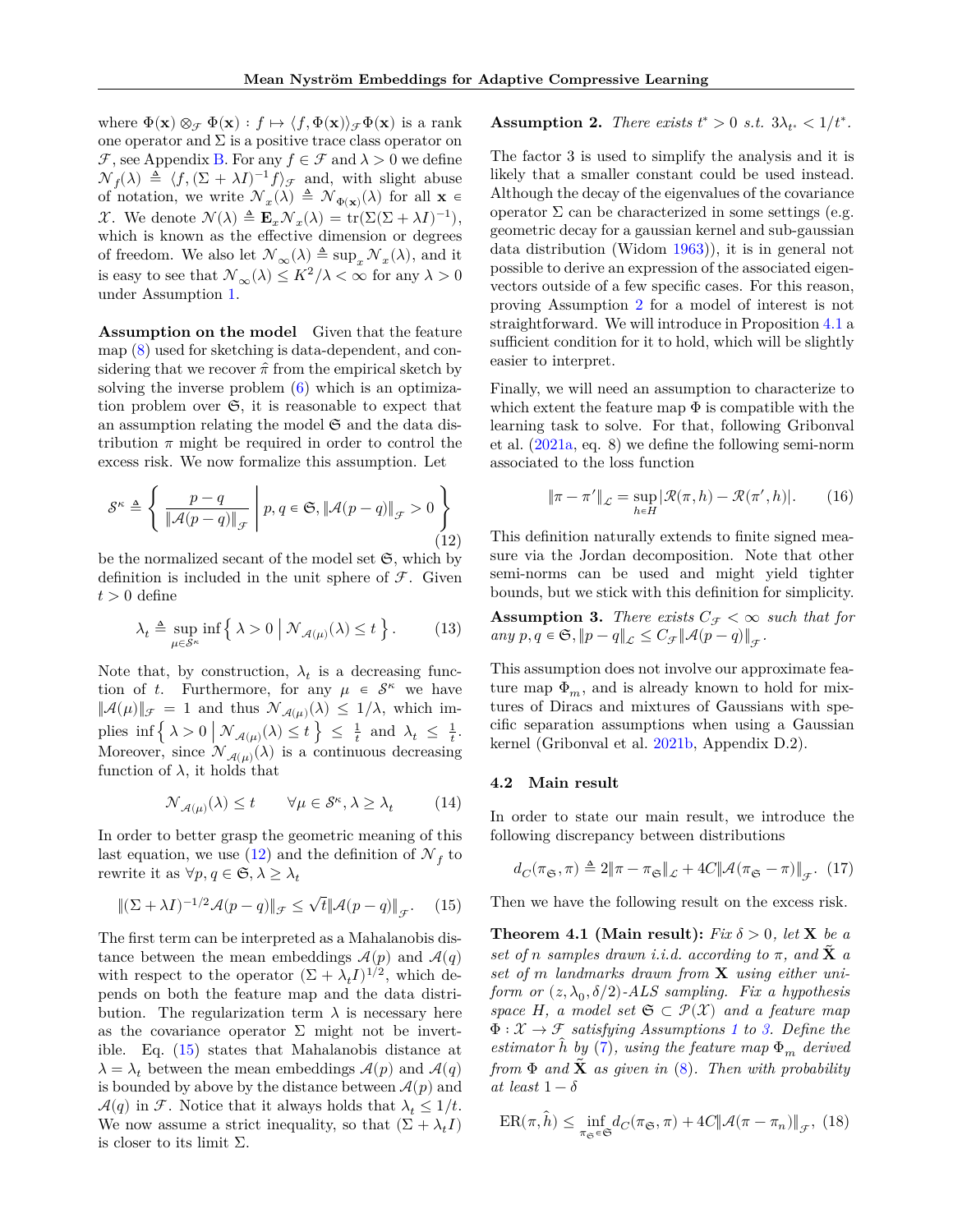where $\Phi(\mathbf{x}) \otimes_{\mathcal{F}} \Phi(\mathbf{x}) : f \mapsto \langle f, \Phi(\mathbf{x})\rangle_{\mathcal{F}} \Phi(\mathbf{x})$ is a rank one operator and $\Sigma$ is a positive trace class operator on $\mathcal{F}$, see Appendix B. For any $f \in \mathcal{F}$ and $\lambda > 0$ we define $\mathcal{N}_f(\lambda) \triangleq \langle f, (\Sigma + \lambda I)^{-1} f\rangle_{\mathcal{F}}$ and, with slight abuse of notation, we write $\mathcal{N}_x(\lambda) \triangleq \mathcal{N}_{\Phi(\mathbf{x})}(\lambda)$ for all $\mathbf{x} \in \mathcal{X}$. We denote $\mathcal{N}(\lambda) \triangleq \mathbf{E}_x \mathcal{N}_x(\lambda) = \mathrm{tr}(\Sigma(\Sigma + \lambda I)^{-1})$, which is known as the effective dimension or degrees of freedom. We also let $\mathcal{N}_\infty(\lambda) \triangleq \sup_x \mathcal{N}_x(\lambda)$, and it is easy to see that $\mathcal{N}_\infty(\lambda) \leq K^2/\lambda < \infty$ for any $\lambda > 0$ under Assumption 1.

**Assumption on the model** Given that the feature map (8) used for sketching is data-dependent, and considering that we recover $\hat{\pi}$ from the empirical sketch by solving the inverse problem (6) which is an optimization problem over $\mathfrak{S}$, it is reasonable to expect that an assumption relating the model $\mathfrak{S}$ and the data distribution $\pi$ might be required in order to control the excess risk. We now formalize this assumption. Let

$$\mathcal{S}^\kappa \triangleq \left\{ \frac{p-q}{\|\mathcal{A}(p-q)\|_{\mathcal{F}}} \,\middle|\, p, q \in \mathfrak{S}, \|\mathcal{A}(p-q)\|_{\mathcal{F}} > 0 \right\} \tag{12}$$

be the normalized secant of the model set $\mathfrak{S}$, which by definition is included in the unit sphere of $\mathcal{F}$. Given $t > 0$ define

$$\lambda_t \triangleq \sup_{\mu \in \mathcal{S}^\kappa} \inf \left\{ \lambda > 0 \,\middle|\, \mathcal{N}_{\mathcal{A}(\mu)}(\lambda) \leq t \right\}. \tag{13}$$

Note that, by construction, $\lambda_t$ is a decreasing function of $t$. Furthermore, for any $\mu \in \mathcal{S}^\kappa$ we have $\|\mathcal{A}(\mu)\|_{\mathcal{F}} = 1$ and thus $\mathcal{N}_{\mathcal{A}(\mu)}(\lambda) \leq 1/\lambda$, which implies $\inf \left\{ \lambda > 0 \,\middle|\, \mathcal{N}_{\mathcal{A}(\mu)}(\lambda) \leq t \right\} \leq \frac{1}{t}$ and $\lambda_t \leq \frac{1}{t}$. Moreover, since $\mathcal{N}_{\mathcal{A}(\mu)}(\lambda)$ is a continuous decreasing function of $\lambda$, it holds that

$$\mathcal{N}_{\mathcal{A}(\mu)}(\lambda) \leq t \qquad \forall \mu \in \mathcal{S}^\kappa, \lambda \geq \lambda_t \tag{14}$$

In order to better grasp the geometric meaning of this last equation, we use (12) and the definition of $\mathcal{N}_f$ to rewrite it as $\forall p, q \in \mathfrak{S}, \lambda \geq \lambda_t$

$$\|(\Sigma + \lambda I)^{-1/2} \mathcal{A}(p-q)\|_{\mathcal{F}} \leq \sqrt{t} \|\mathcal{A}(p-q)\|_{\mathcal{F}}. \tag{15}$$

The first term can be interpreted as a Mahalanobis distance between the mean embeddings $\mathcal{A}(p)$ and $\mathcal{A}(q)$ with respect to the operator $(\Sigma + \lambda_t I)^{1/2}$, which depends on both the feature map and the data distribution. The regularization term $\lambda$ is necessary here as the covariance operator $\Sigma$ might not be invertible. Eq. (15) states that Mahalanobis distance at $\lambda = \lambda_t$ between the mean embeddings $\mathcal{A}(p)$ and $\mathcal{A}(q)$ is bounded by above by the distance between $\mathcal{A}(p)$ and $\mathcal{A}(q)$ in $\mathcal{F}$. Notice that it always holds that $\lambda_t \leq 1/t$. We now assume a strict inequality, so that $(\Sigma + \lambda_t I)$ is closer to its limit $\Sigma$.

**Assumption 2.** *There exists $t^* > 0$ s.t. $3\lambda_{t^*} < 1/t^*$.*

The factor 3 is used to simplify the analysis and it is likely that a smaller constant could be used instead. Although the decay of the eigenvalues of the covariance operator $\Sigma$ can be characterized in some settings (e.g. geometric decay for a gaussian kernel and sub-gaussian data distribution (Widom 1963)), it is in general not possible to derive an expression of the associated eigenvectors outside of a few specific cases. For this reason, proving Assumption 2 for a model of interest is not straightforward. We will introduce in Proposition 4.1 a sufficient condition for it to hold, which will be slightly easier to interpret.

Finally, we will need an assumption to characterize to which extent the feature map $\Phi$ is compatible with the learning task to solve. For that, following Gribonval et al. (2021a, eq. 8) we define the following semi-norm associated to the loss function

$$\|\pi - \pi'\|_{\mathcal{L}} = \sup_{h \in H} |\mathcal{R}(\pi, h) - \mathcal{R}(\pi', h)|. \tag{16}$$

This definition naturally extends to finite signed measure via the Jordan decomposition. Note that other semi-norms can be used and might yield tighter bounds, but we stick with this definition for simplicity.

**Assumption 3.** *There exists $C_{\mathcal{F}} < \infty$ such that for any $p, q \in \mathfrak{S}, \|p - q\|_{\mathcal{L}} \leq C_{\mathcal{F}} \|\mathcal{A}(p-q)\|_{\mathcal{F}}$.*

This assumption does not involve our approximate feature map $\Phi_m$, and is already known to hold for mixtures of Diracs and mixtures of Gaussians with specific separation assumptions when using a Gaussian kernel (Gribonval et al. 2021b, Appendix D.2).

### 4.2 Main result

In order to state our main result, we introduce the following discrepancy between distributions

$$d_C(\pi_{\mathfrak{S}}, \pi) \triangleq 2\|\pi - \pi_{\mathfrak{S}}\|_{\mathcal{L}} + 4C\|\mathcal{A}(\pi_{\mathfrak{S}} - \pi)\|_{\mathcal{F}}. \tag{17}$$

Then we have the following result on the excess risk.

**Theorem 4.1 (Main result):** *Fix $\delta > 0$, let $\mathbf{X}$ be a set of $n$ samples drawn i.i.d. according to $\pi$, and $\tilde{\mathbf{X}}$ a set of $m$ landmarks drawn from $\mathbf{X}$ using either uniform or $(z, \lambda_0, \delta/2)$-ALS sampling. Fix a hypothesis space $H$, a model set $\mathfrak{S} \subset \mathcal{P}(\mathcal{X})$ and a feature map $\Phi : \mathcal{X} \to \mathcal{F}$ satisfying Assumptions 1 to 3. Define the estimator $\hat{h}$ by (7), using the feature map $\Phi_m$ derived from $\Phi$ and $\tilde{\mathbf{X}}$ as given in (8). Then with probability at least $1 - \delta$*

$$\mathrm{ER}(\pi, \hat{h}) \leq \inf_{\pi_{\mathfrak{S}} \in \mathfrak{S}} d_C(\pi_{\mathfrak{S}}, \pi) + 4C\|\mathcal{A}(\pi - \pi_n)\|_{\mathcal{F}}, \tag{18}$$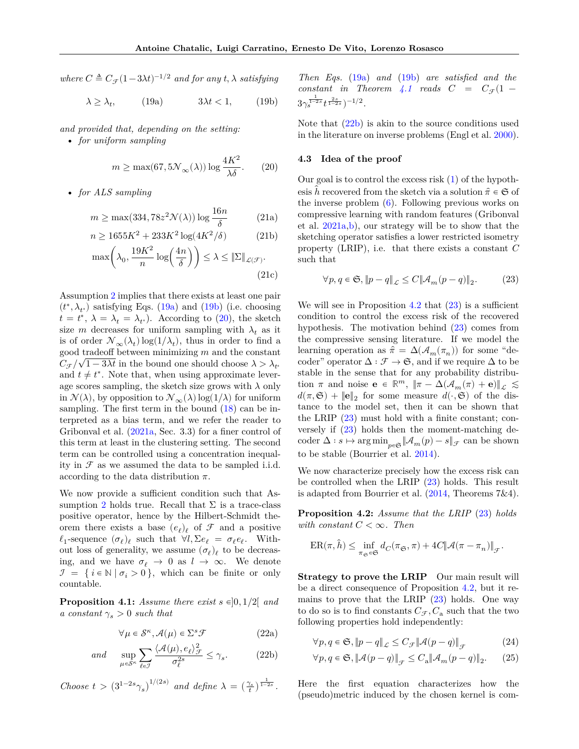*where* $C \triangleq C_{\mathcal{F}}(1-3\lambda t)^{-1/2}$ *and for any* $t, \lambda$ *satisfying*

$$\lambda \geq \lambda_t, \qquad (19a) \qquad\qquad 3\lambda t < 1, \qquad (19b)$$

*and provided that, depending on the setting:*

- *for uniform sampling*

$$m \geq \max(67, 5\mathcal{N}_\infty(\lambda)) \log \frac{4K^2}{\lambda\delta}. \qquad (20)$$

- *for ALS sampling*

$$m \geq \max(334, 78z^2\mathcal{N}(\lambda)) \log \frac{16n}{\delta} \qquad (21a)$$

$$n \geq 1655K^2 + 233K^2 \log(4K^2/\delta) \qquad (21b)$$

$$\max\left(\lambda_0, \frac{19K^2}{n} \log\left(\frac{4n}{\delta}\right)\right) \leq \lambda \leq \|\Sigma\|_{\mathcal{L}(\mathcal{F})}. \qquad (21c)$$

Assumption 2 implies that there exists at least one pair $(t^*, \lambda_{t^*})$ satisfying Eqs. (19a) and (19b) (i.e. choosing $t = t^*$, $\lambda = \lambda_t = \lambda_{t^*}$). According to (20), the sketch size $m$ decreases for uniform sampling with $\lambda_t$ as it is of order $\mathcal{N}_\infty(\lambda_t)\log(1/\lambda_t)$, thus in order to find a good tradeoff between minimizing $m$ and the constant $C_{\mathcal{F}}/\sqrt{1-3\lambda t}$ in the bound one should choose $\lambda > \lambda_{t^*}$ and $t \neq t^*$. Note that, when using approximate leverage scores sampling, the sketch size grows with $\lambda$ only in $\mathcal{N}(\lambda)$, by opposition to $\mathcal{N}_\infty(\lambda)\log(1/\lambda)$ for uniform sampling. The first term in the bound (18) can be interpreted as a bias term, and we refer the reader to Gribonval et al. (2021a, Sec. 3.3) for a finer control of this term at least in the clustering setting. The second term can be controlled using a concentration inequality in $\mathcal{F}$ as we assumed the data to be sampled i.i.d. according to the data distribution $\pi$.

We now provide a sufficient condition such that Assumption 2 holds true. Recall that $\Sigma$ is a trace-class positive operator, hence by the Hilbert-Schmidt theorem there exists a base $(e_\ell)_\ell$ of $\mathcal{F}$ and a positive $\ell_1$-sequence $(\sigma_\ell)_\ell$ such that $\forall l, \Sigma e_\ell = \sigma_\ell e_\ell$. Without loss of generality, we assume $(\sigma_\ell)_\ell$ to be decreasing, and we have $\sigma_\ell \to 0$ as $l \to \infty$. We denote $\mathcal{I} = \{\, i \in \mathbb{N} \mid \sigma_i > 0 \,\}$, which can be finite or only countable.

**Proposition 4.1:** *Assume there exist* $s \in ]0, 1/2[$ *and a constant* $\gamma_s > 0$ *such that*

$$\forall \mu \in \mathcal{S}^\kappa, \mathcal{A}(\mu) \in \Sigma^s \mathcal{F} \qquad (22a)$$

$$\textit{and} \qquad \sup_{\mu \in \mathcal{S}^\kappa} \sum_{\ell \in \mathcal{I}} \frac{\langle \mathcal{A}(\mu), e_\ell \rangle_{\mathcal{F}}^2}{\sigma_\ell^{2s}} \leq \gamma_s. \qquad (22b)$$

*Choose* $t > \left(3^{1-2s}\gamma_s\right)^{1/(2s)}$ *and define* $\lambda = \left(\frac{\gamma_s}{t}\right)^{\frac{1}{1-2s}}$. *Then Eqs.* (19a) *and* (19b) *are satisfied and the constant in Theorem 4.1 reads* $C = C_{\mathcal{F}}(1 - 3\gamma_s^{\frac{1}{1-2s}} t^{\frac{2s}{1-2s}})^{-1/2}$.

Note that (22b) is akin to the source conditions used in the literature on inverse problems (Engl et al. 2000).

### 4.3 Idea of the proof

Our goal is to control the excess risk (1) of the hypothesis $\hat{h}$ recovered from the sketch via a solution $\hat{\pi} \in \mathfrak{S}$ of the inverse problem (6). Following previous works on compressive learning with random features (Gribonval et al. 2021a,b), our strategy will be to show that the sketching operator satisfies a lower restricted isometry property (LRIP), i.e. that there exists a constant $C$ such that

$$\forall p, q \in \mathfrak{S}, \|p - q\|_{\mathcal{L}} \leq C \|\mathcal{A}_m(p - q)\|_2. \qquad (23)$$

We will see in Proposition 4.2 that (23) is a sufficient condition to control the excess risk of the recovered hypothesis. The motivation behind (23) comes from the compressive sensing literature. If we model the learning operation as $\hat{\pi} = \Delta(\mathcal{A}_m(\pi_n))$ for some "decoder" operator $\Delta : \mathcal{F} \to \mathfrak{S}$, and if we require $\Delta$ to be stable in the sense that for any probability distribution $\pi$ and noise $\mathbf{e} \in \mathbb{R}^m$, $\|\pi - \Delta(\mathcal{A}_m(\pi) + \mathbf{e})\|_{\mathcal{L}} \lesssim d(\pi, \mathfrak{S}) + \|\mathbf{e}\|_2$ for some measure $d(\cdot, \mathfrak{S})$ of the distance to the model set, then it can be shown that the LRIP (23) must hold with a finite constant; conversely if (23) holds then the moment-matching decoder $\Delta : s \mapsto \arg\min_{p \in \mathfrak{S}} \|\mathcal{A}_m(p) - s\|_{\mathcal{F}}$ can be shown to be stable (Bourrier et al. 2014).

We now characterize precisely how the excess risk can be controlled when the LRIP (23) holds. This result is adapted from Bourrier et al. (2014, Theorems 7&4).

**Proposition 4.2:** *Assume that the LRIP* (23) *holds with constant* $C < \infty$. *Then*

$$\mathrm{ER}(\pi, \hat{h}) \leq \inf_{\pi_{\mathfrak{S}} \in \mathfrak{S}} d_C(\pi_{\mathfrak{S}}, \pi) + 4C \|\mathcal{A}(\pi - \pi_n)\|_{\mathcal{F}}.$$

**Strategy to prove the LRIP** Our main result will be a direct consequence of Proposition 4.2, but it remains to prove that the LRIP (23) holds. One way to do so is to find constants $C_{\mathcal{F}}, C_{\mathrm{a}}$ such that the two following properties hold independently:

$$\forall p, q \in \mathfrak{S}, \|p - q\|_{\mathcal{L}} \leq C_{\mathcal{F}} \|\mathcal{A}(p - q)\|_{\mathcal{F}} \qquad (24)$$

$$\forall p, q \in \mathfrak{S}, \|\mathcal{A}(p - q)\|_{\mathcal{F}} \leq C_{\mathrm{a}} \|\mathcal{A}_m(p - q)\|_2. \qquad (25)$$

Here the first equation characterizes how the (pseudo)metric induced by the chosen kernel is com-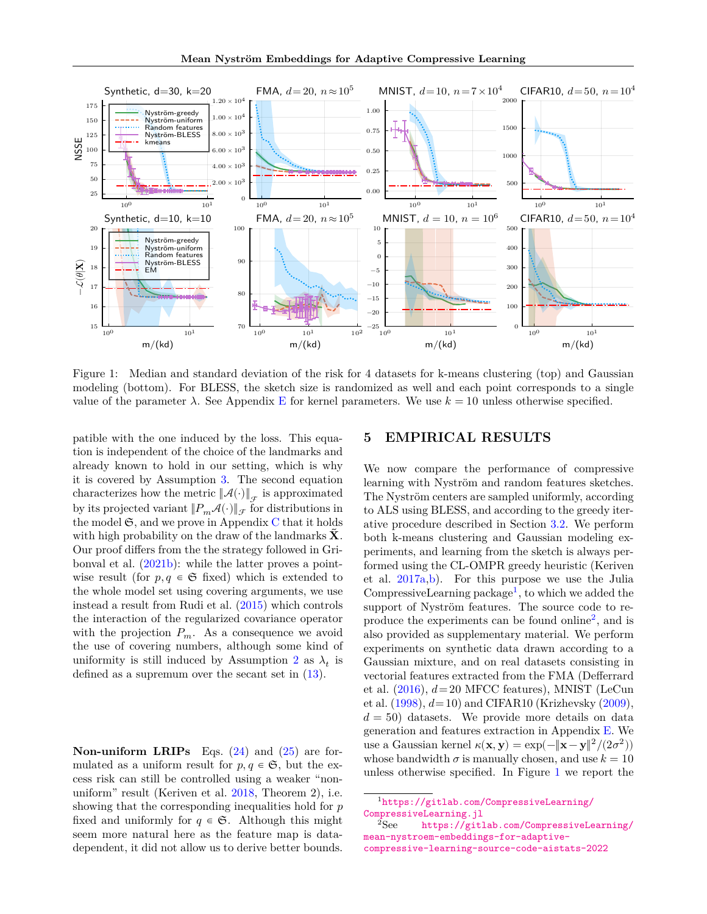Figure 1: Median and standard deviation of the risk for 4 datasets for k-means clustering (top) and Gaussian modeling (bottom). For BLESS, the sketch size is randomized as well and each point corresponds to a single value of the parameter $\lambda$. See Appendix E for kernel parameters. We use $k = 10$ unless otherwise specified.

patible with the one induced by the loss. This equation is independent of the choice of the landmarks and already known to hold in our setting, which is why it is covered by Assumption 3. The second equation characterizes how the metric $\|\mathcal{A}(\cdot)\|_{\mathcal{F}}$ is approximated by its projected variant $\|P_m\mathcal{A}(\cdot)\|_{\mathcal{F}}$ for distributions in the model $\mathfrak{S}$, and we prove in Appendix C that it holds with high probability on the draw of the landmarks $\tilde{\mathbf{X}}$. Our proof differs from the the strategy followed in Gribonval et al. (2021b): while the latter proves a pointwise result (for $p, q \in \mathfrak{S}$ fixed) which is extended to the whole model set using covering arguments, we use instead a result from Rudi et al. (2015) which controls the interaction of the regularized covariance operator with the projection $P_m$. As a consequence we avoid the use of covering numbers, although some kind of uniformity is still induced by Assumption 2 as $\lambda_t$ is defined as a supremum over the secant set in (13).

**Non-uniform LRIPs** Eqs. (24) and (25) are formulated as a uniform result for $p, q \in \mathfrak{S}$, but the excess risk can still be controlled using a weaker "non-uniform" result (Keriven et al. 2018, Theorem 2), i.e. showing that the corresponding inequalities hold for $p$ fixed and uniformly for $q \in \mathfrak{S}$. Although this might seem more natural here as the feature map is data-dependent, it did not allow us to derive better bounds.

## 5 EMPIRICAL RESULTS

We now compare the performance of compressive learning with Nyström and random features sketches. The Nyström centers are sampled uniformly, according to ALS using BLESS, and according to the greedy iterative procedure described in Section 3.2. We perform both k-means clustering and Gaussian modeling experiments, and learning from the sketch is always performed using the CL-OMPR greedy heuristic (Keriven et al. 2017a,b). For this purpose we use the Julia CompressiveLearning package[1], to which we added the support of Nyström features. The source code to reproduce the experiments can be found online[2], and is also provided as supplementary material. We perform experiments on synthetic data drawn according to a Gaussian mixture, and on real datasets consisting in vectorial features extracted from the FMA (Defferrard et al. (2016), $d$=20 MFCC features), MNIST (LeCun et al. (1998), $d$=10) and CIFAR10 (Krizhevsky (2009), $d = 50$) datasets. We provide more details on data generation and features extraction in Appendix E. We use a Gaussian kernel $\kappa(\mathbf{x}, \mathbf{y}) = \exp(-\|\mathbf{x} - \mathbf{y}\|^2/(2\sigma^2))$ whose bandwidth $\sigma$ is manually chosen, and use $k = 10$ unless otherwise specified. In Figure 1 we report the

[1] https://gitlab.com/CompressiveLearning/CompressiveLearning.jl

[2] See https://gitlab.com/CompressiveLearning/mean-nystroem-embeddings-for-adaptive-compressive-learning-source-code-aistats-2022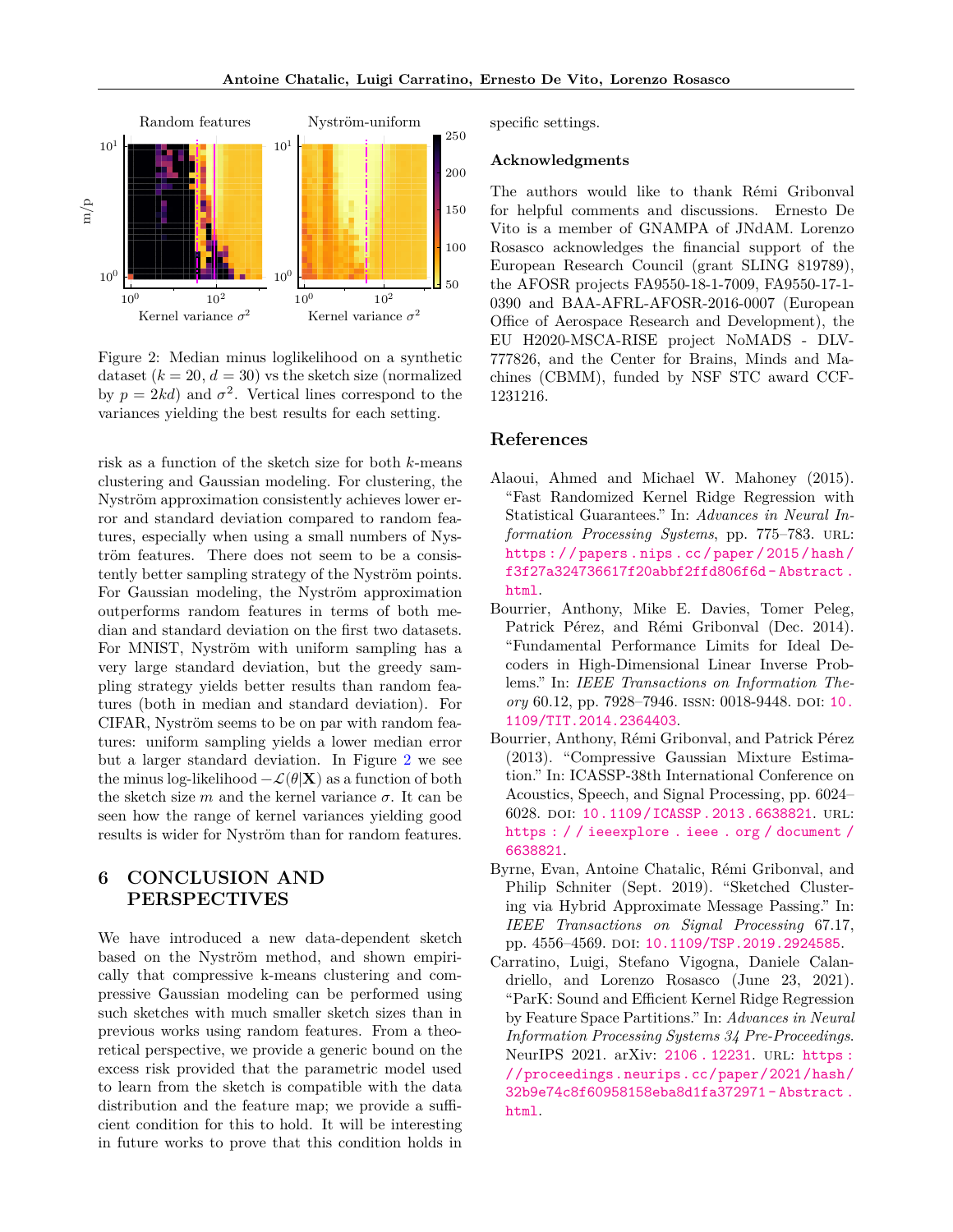Figure 2: Median minus loglikelihood on a synthetic dataset ($k = 20$, $d = 30$) vs the sketch size (normalized by $p = 2kd$) and $\sigma^2$. Vertical lines correspond to the variances yielding the best results for each setting.

risk as a function of the sketch size for both $k$-means clustering and Gaussian modeling. For clustering, the Nyström approximation consistently achieves lower error and standard deviation compared to random features, especially when using a small numbers of Nyström features. There does not seem to be a consistently better sampling strategy of the Nyström points. For Gaussian modeling, the Nyström approximation outperforms random features in terms of both median and standard deviation on the first two datasets. For MNIST, Nyström with uniform sampling has a very large standard deviation, but the greedy sampling strategy yields better results than random features (both in median and standard deviation). For CIFAR, Nyström seems to be on par with random features: uniform sampling yields a lower median error but a larger standard deviation. In Figure 2 we see the minus log-likelihood $-\mathcal{L}(\theta|\mathbf{X})$ as a function of both the sketch size $m$ and the kernel variance $\sigma$. It can be seen how the range of kernel variances yielding good results is wider for Nyström than for random features.

## 6 CONCLUSION AND PERSPECTIVES

We have introduced a new data-dependent sketch based on the Nyström method, and shown empirically that compressive k-means clustering and compressive Gaussian modeling can be performed using such sketches with much smaller sketch sizes than in previous works using random features. From a theoretical perspective, we provide a generic bound on the excess risk provided that the parametric model used to learn from the sketch is compatible with the data distribution and the feature map; we provide a sufficient condition for this to hold. It will be interesting in future works to prove that this condition holds in specific settings.

### Acknowledgments

The authors would like to thank Rémi Gribonval for helpful comments and discussions. Ernesto De Vito is a member of GNAMPA of JNdAM. Lorenzo Rosasco acknowledges the financial support of the European Research Council (grant SLING 819789), the AFOSR projects FA9550-18-1-7009, FA9550-17-1-0390 and BAA-AFRL-AFOSR-2016-0007 (European Office of Aerospace Research and Development), the EU H2020-MSCA-RISE project NoMADS - DLV-777826, and the Center for Brains, Minds and Machines (CBMM), funded by NSF STC award CCF-1231216.

## References

Alaoui, Ahmed and Michael W. Mahoney (2015). "Fast Randomized Kernel Ridge Regression with Statistical Guarantees." In: *Advances in Neural Information Processing Systems*, pp. 775–783. URL: https://papers.nips.cc/paper/2015/hash/f3f27a324736617f20abbf2ffd806f6d-Abstract.html.

Bourrier, Anthony, Mike E. Davies, Tomer Peleg, Patrick Pérez, and Rémi Gribonval (Dec. 2014). "Fundamental Performance Limits for Ideal Decoders in High-Dimensional Linear Inverse Problems." In: *IEEE Transactions on Information Theory* 60.12, pp. 7928–7946. ISSN: 0018-9448. DOI: 10.1109/TIT.2014.2364403.

Bourrier, Anthony, Rémi Gribonval, and Patrick Pérez (2013). "Compressive Gaussian Mixture Estimation." In: ICASSP-38th International Conference on Acoustics, Speech, and Signal Processing, pp. 6024–6028. DOI: 10.1109/ICASSP.2013.6638821. URL: https://ieeexplore.ieee.org/document/6638821.

Byrne, Evan, Antoine Chatalic, Rémi Gribonval, and Philip Schniter (Sept. 2019). "Sketched Clustering via Hybrid Approximate Message Passing." In: *IEEE Transactions on Signal Processing* 67.17, pp. 4556–4569. DOI: 10.1109/TSP.2019.2924585.

Carratino, Luigi, Stefano Vigogna, Daniele Calandriello, and Lorenzo Rosasco (June 23, 2021). "ParK: Sound and Efficient Kernel Ridge Regression by Feature Space Partitions." In: *Advances in Neural Information Processing Systems 34 Pre-Proceedings*. NeurIPS 2021. arXiv: 2106.12231. URL: https://proceedings.neurips.cc/paper/2021/hash/32b9e74c8f60958158eba8d1fa372971-Abstract.html.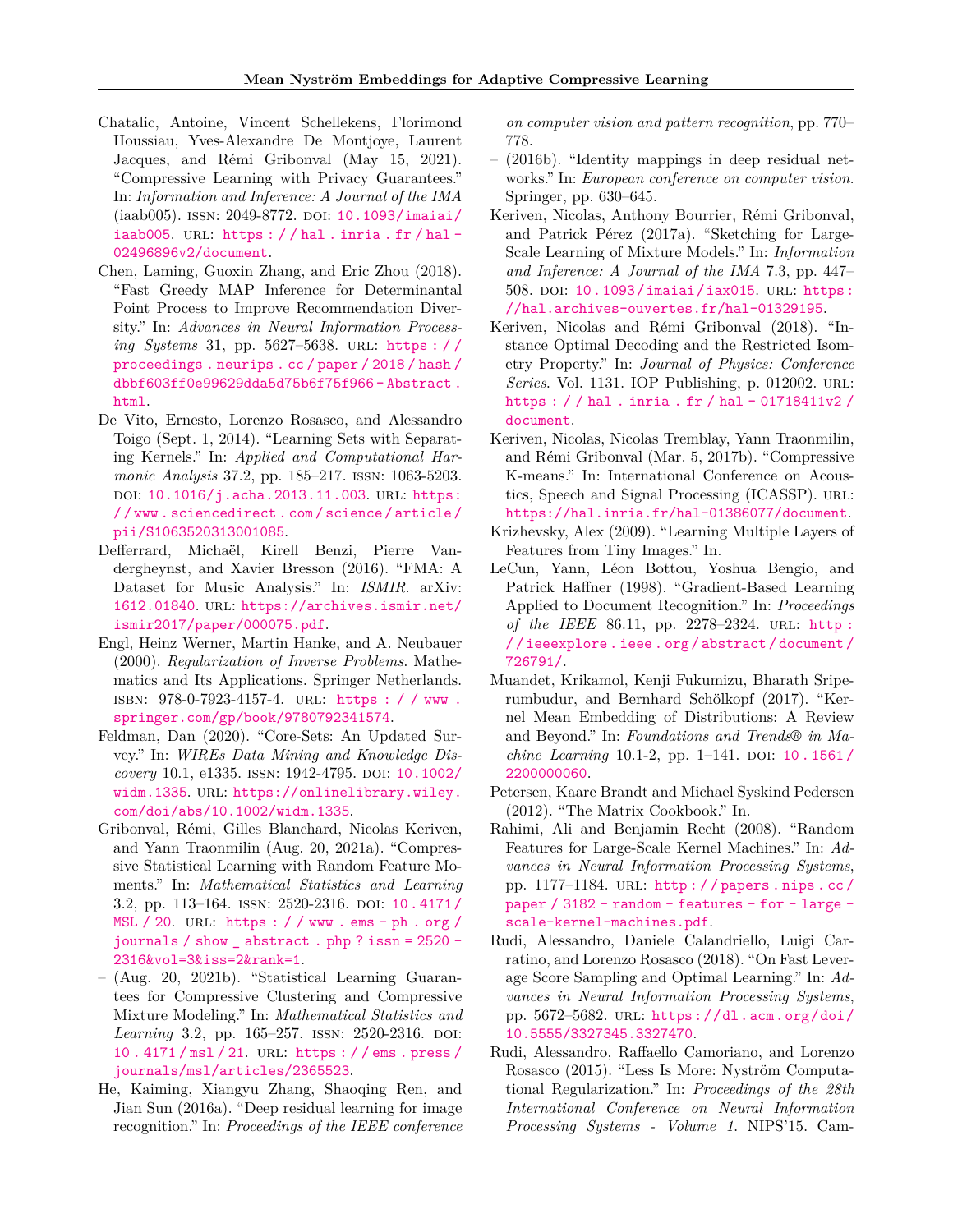Chatalic, Antoine, Vincent Schellekens, Florimond Houssiau, Yves-Alexandre De Montjoye, Laurent Jacques, and Rémi Gribonval (May 15, 2021). "Compressive Learning with Privacy Guarantees." In: *Information and Inference: A Journal of the IMA* (iaab005). ISSN: 2049-8772. DOI: 10.1093/imaiai/iaab005. URL: https://hal.inria.fr/hal-02496896v2/document.

Chen, Laming, Guoxin Zhang, and Eric Zhou (2018). "Fast Greedy MAP Inference for Determinantal Point Process to Improve Recommendation Diversity." In: *Advances in Neural Information Processing Systems* 31, pp. 5627–5638. URL: https://proceedings.neurips.cc/paper/2018/hash/dbbf603ff0e99629dda5d75b6f75f966-Abstract.html.

De Vito, Ernesto, Lorenzo Rosasco, and Alessandro Toigo (Sept. 1, 2014). "Learning Sets with Separating Kernels." In: *Applied and Computational Harmonic Analysis* 37.2, pp. 185–217. ISSN: 1063-5203. DOI: 10.1016/j.acha.2013.11.003. URL: https://www.sciencedirect.com/science/article/pii/S1063520313001085.

Defferrard, Michaël, Kirell Benzi, Pierre Vandergheynst, and Xavier Bresson (2016). "FMA: A Dataset for Music Analysis." In: *ISMIR*. arXiv: 1612.01840. URL: https://archives.ismir.net/ismir2017/paper/000075.pdf.

Engl, Heinz Werner, Martin Hanke, and A. Neubauer (2000). *Regularization of Inverse Problems*. Mathematics and Its Applications. Springer Netherlands. ISBN: 978-0-7923-4157-4. URL: https://www.springer.com/gp/book/9780792341574.

Feldman, Dan (2020). "Core-Sets: An Updated Survey." In: *WIREs Data Mining and Knowledge Discovery* 10.1, e1335. ISSN: 1942-4795. DOI: 10.1002/widm.1335. URL: https://onlinelibrary.wiley.com/doi/abs/10.1002/widm.1335.

Gribonval, Rémi, Gilles Blanchard, Nicolas Keriven, and Yann Traonmilin (Aug. 20, 2021a). "Compressive Statistical Learning with Random Feature Moments." In: *Mathematical Statistics and Learning* 3.2, pp. 113–164. ISSN: 2520-2316. DOI: 10.4171/MSL/20. URL: https://www.ems-ph.org/journals/show_abstract.php?issn=2520-2316&vol=3&iss=2&rank=1.

– (Aug. 20, 2021b). "Statistical Learning Guarantees for Compressive Clustering and Compressive Mixture Modeling." In: *Mathematical Statistics and Learning* 3.2, pp. 165–257. ISSN: 2520-2316. DOI: 10.4171/msl/21. URL: https://ems.press/journals/msl/articles/2365523.

He, Kaiming, Xiangyu Zhang, Shaoqing Ren, and Jian Sun (2016a). "Deep residual learning for image recognition." In: *Proceedings of the IEEE conference on computer vision and pattern recognition*, pp. 770–778.

– (2016b). "Identity mappings in deep residual networks." In: *European conference on computer vision*. Springer, pp. 630–645.

Keriven, Nicolas, Anthony Bourrier, Rémi Gribonval, and Patrick Pérez (2017a). "Sketching for Large-Scale Learning of Mixture Models." In: *Information and Inference: A Journal of the IMA* 7.3, pp. 447–508. DOI: 10.1093/imaiai/iax015. URL: https://hal.archives-ouvertes.fr/hal-01329195.

Keriven, Nicolas and Rémi Gribonval (2018). "Instance Optimal Decoding and the Restricted Isometry Property." In: *Journal of Physics: Conference Series*. Vol. 1131. IOP Publishing, p. 012002. URL: https://hal.inria.fr/hal-01718411v2/document.

Keriven, Nicolas, Nicolas Tremblay, Yann Traonmilin, and Rémi Gribonval (Mar. 5, 2017b). "Compressive K-means." In: International Conference on Acoustics, Speech and Signal Processing (ICASSP). URL: https://hal.inria.fr/hal-01386077/document.

Krizhevsky, Alex (2009). "Learning Multiple Layers of Features from Tiny Images." In.

LeCun, Yann, Léon Bottou, Yoshua Bengio, and Patrick Haffner (1998). "Gradient-Based Learning Applied to Document Recognition." In: *Proceedings of the IEEE* 86.11, pp. 2278–2324. URL: http://ieeexplore.ieee.org/abstract/document/726791/.

Muandet, Krikamol, Kenji Fukumizu, Bharath Sriperumbudur, and Bernhard Schölkopf (2017). "Kernel Mean Embedding of Distributions: A Review and Beyond." In: *Foundations and Trends® in Machine Learning* 10.1-2, pp. 1–141. DOI: 10.1561/2200000060.

Petersen, Kaare Brandt and Michael Syskind Pedersen (2012). "The Matrix Cookbook." In.

Rahimi, Ali and Benjamin Recht (2008). "Random Features for Large-Scale Kernel Machines." In: *Advances in Neural Information Processing Systems*, pp. 1177–1184. URL: http://papers.nips.cc/paper/3182-random-features-for-large-scale-kernel-machines.pdf.

Rudi, Alessandro, Daniele Calandriello, Luigi Carratino, and Lorenzo Rosasco (2018). "On Fast Leverage Score Sampling and Optimal Learning." In: *Advances in Neural Information Processing Systems*, pp. 5672–5682. URL: https://dl.acm.org/doi/10.5555/3327345.3327470.

Rudi, Alessandro, Raffaello Camoriano, and Lorenzo Rosasco (2015). "Less Is More: Nyström Computational Regularization." In: *Proceedings of the 28th International Conference on Neural Information Processing Systems - Volume 1*. NIPS'15. Cam-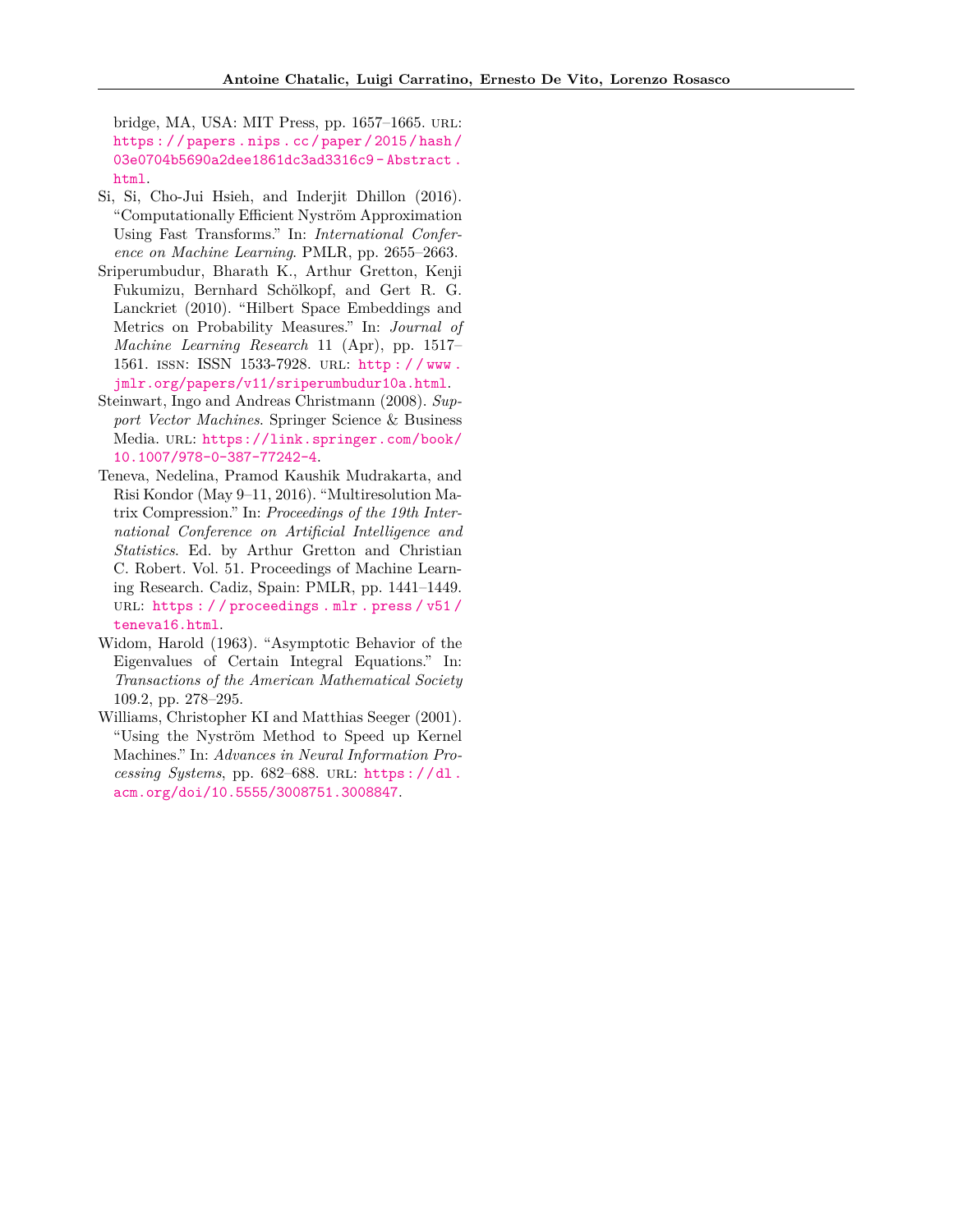bridge, MA, USA: MIT Press, pp. 1657–1665. URL: https://papers.nips.cc/paper/2015/hash/03e0704b5690a2dee1861dc3ad3316c9-Abstract.html.

Si, Si, Cho-Jui Hsieh, and Inderjit Dhillon (2016). "Computationally Efficient Nyström Approximation Using Fast Transforms." In: *International Conference on Machine Learning*. PMLR, pp. 2655–2663.

Sriperumbudur, Bharath K., Arthur Gretton, Kenji Fukumizu, Bernhard Schölkopf, and Gert R. G. Lanckriet (2010). "Hilbert Space Embeddings and Metrics on Probability Measures." In: *Journal of Machine Learning Research* 11 (Apr), pp. 1517–1561. ISSN: ISSN 1533-7928. URL: http://www.jmlr.org/papers/v11/sriperumbudur10a.html.

Steinwart, Ingo and Andreas Christmann (2008). *Support Vector Machines*. Springer Science & Business Media. URL: https://link.springer.com/book/10.1007/978-0-387-77242-4.

Teneva, Nedelina, Pramod Kaushik Mudrakarta, and Risi Kondor (May 9–11, 2016). "Multiresolution Matrix Compression." In: *Proceedings of the 19th International Conference on Artificial Intelligence and Statistics*. Ed. by Arthur Gretton and Christian C. Robert. Vol. 51. Proceedings of Machine Learning Research. Cadiz, Spain: PMLR, pp. 1441–1449. URL: https://proceedings.mlr.press/v51/teneva16.html.

Widom, Harold (1963). "Asymptotic Behavior of the Eigenvalues of Certain Integral Equations." In: *Transactions of the American Mathematical Society* 109.2, pp. 278–295.

Williams, Christopher KI and Matthias Seeger (2001). "Using the Nyström Method to Speed up Kernel Machines." In: *Advances in Neural Information Processing Systems*, pp. 682–688. URL: https://dl.acm.org/doi/10.5555/3008751.3008847.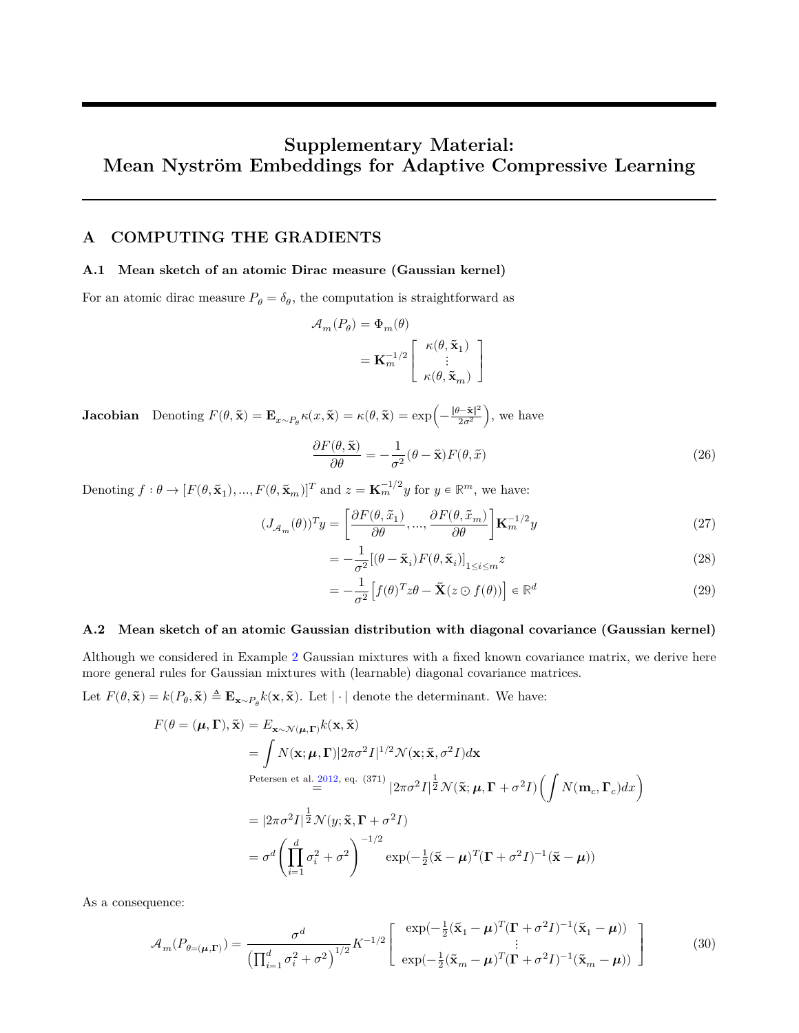# Supplementary Material: Mean Nyström Embeddings for Adaptive Compressive Learning

## A COMPUTING THE GRADIENTS

### A.1 Mean sketch of an atomic Dirac measure (Gaussian kernel)

For an atomic dirac measure $P_\theta = \delta_\theta$, the computation is straightforward as

$$
\begin{aligned}
\mathcal{A}_m(P_\theta) &= \Phi_m(\theta) \\
&= \mathbf{K}_m^{-1/2} \begin{bmatrix} \kappa(\theta, \tilde{\mathbf{x}}_1) \\ \vdots \\ \kappa(\theta, \tilde{\mathbf{x}}_m) \end{bmatrix}
\end{aligned}
$$

**Jacobian** Denoting $F(\theta, \tilde{\mathbf{x}}) = \mathbf{E}_{x \sim P_\theta} \kappa(x, \tilde{\mathbf{x}}) = \kappa(\theta, \tilde{\mathbf{x}}) = \exp\Big(-\frac{\|\theta - \tilde{\mathbf{x}}\|^2}{2\sigma^2}\Big)$, we have

$$
\frac{\partial F(\theta, \tilde{\mathbf{x}})}{\partial \theta} = -\frac{1}{\sigma^2}(\theta - \tilde{\mathbf{x}}) F(\theta, \tilde{x}) \tag{26}
$$

Denoting $f : \theta \to [F(\theta, \tilde{\mathbf{x}}_1), ..., F(\theta, \tilde{\mathbf{x}}_m)]^T$ and $z = \mathbf{K}_m^{-1/2} y$ for $y \in \mathbb{R}^m$, we have:

$$
\begin{aligned}
(J_{\mathcal{A}_m}(\theta))^T y &= \left[ \frac{\partial F(\theta, \tilde{x}_1)}{\partial \theta}, ..., \frac{\partial F(\theta, \tilde{x}_m)}{\partial \theta} \right] \mathbf{K}_m^{-1/2} y & (27) \\
&= -\frac{1}{\sigma^2} \big[ (\theta - \tilde{\mathbf{x}}_i) F(\theta, \tilde{\mathbf{x}}_i) \big]_{1 \le i \le m} z & (28) \\
&= -\frac{1}{\sigma^2} \Big[ f(\theta)^T z \theta - \tilde{\mathbf{X}} (z \odot f(\theta)) \Big] \in \mathbb{R}^d & (29)
\end{aligned}
$$

### A.2 Mean sketch of an atomic Gaussian distribution with diagonal covariance (Gaussian kernel)

Although we considered in Example 2 Gaussian mixtures with a fixed known covariance matrix, we derive here more general rules for Gaussian mixtures with (learnable) diagonal covariance matrices.

Let $F(\theta, \tilde{\mathbf{x}}) = k(P_\theta, \tilde{\mathbf{x}}) \triangleq \mathbf{E}_{\mathbf{x} \sim P_\theta} k(\mathbf{x}, \tilde{\mathbf{x}})$. Let $|\cdot|$ denote the determinant. We have:

$$
\begin{aligned}
F(\theta = (\boldsymbol{\mu}, \boldsymbol{\Gamma}), \tilde{\mathbf{x}}) &= E_{\mathbf{x} \sim \mathcal{N}(\boldsymbol{\mu}, \boldsymbol{\Gamma})} k(\mathbf{x}, \tilde{\mathbf{x}}) \\
&= \int N(\mathbf{x}; \boldsymbol{\mu}, \boldsymbol{\Gamma}) |2\pi\sigma^2 I|^{1/2} \mathcal{N}(\mathbf{x}; \tilde{\mathbf{x}}, \sigma^2 I) d\mathbf{x} \\
&\overset{\text{Petersen et al. 2012, eq. (371)}}{=} |2\pi\sigma^2 I|^{\frac{1}{2}} \mathcal{N}(\tilde{\mathbf{x}}; \boldsymbol{\mu}, \boldsymbol{\Gamma} + \sigma^2 I) \Big( \int N(\mathbf{m}_c, \boldsymbol{\Gamma}_c) dx \Big) \\
&= |2\pi\sigma^2 I|^{\frac{1}{2}} \mathcal{N}(y; \tilde{\mathbf{x}}, \boldsymbol{\Gamma} + \sigma^2 I) \\
&= \sigma^d \left( \prod_{i=1}^d \sigma_i^2 + \sigma^2 \right)^{-1/2} \exp(-\tfrac{1}{2} (\tilde{\mathbf{x}} - \boldsymbol{\mu})^T (\boldsymbol{\Gamma} + \sigma^2 I)^{-1} (\tilde{\mathbf{x}} - \boldsymbol{\mu}))
\end{aligned}
$$

As a consequence:

$$
\mathcal{A}_m(P_{\theta = (\boldsymbol{\mu}, \boldsymbol{\Gamma})}) = \frac{\sigma^d}{\left( \prod_{i=1}^d \sigma_i^2 + \sigma^2 \right)^{1/2}} K^{-1/2} \begin{bmatrix} \exp(-\frac{1}{2} (\tilde{\mathbf{x}}_1 - \boldsymbol{\mu})^T (\boldsymbol{\Gamma} + \sigma^2 I)^{-1} (\tilde{\mathbf{x}}_1 - \boldsymbol{\mu})) \\ \vdots \\ \exp(-\frac{1}{2} (\tilde{\mathbf{x}}_m - \boldsymbol{\mu})^T (\boldsymbol{\Gamma} + \sigma^2 I)^{-1} (\tilde{\mathbf{x}}_m - \boldsymbol{\mu})) \end{bmatrix} \tag{30}
$$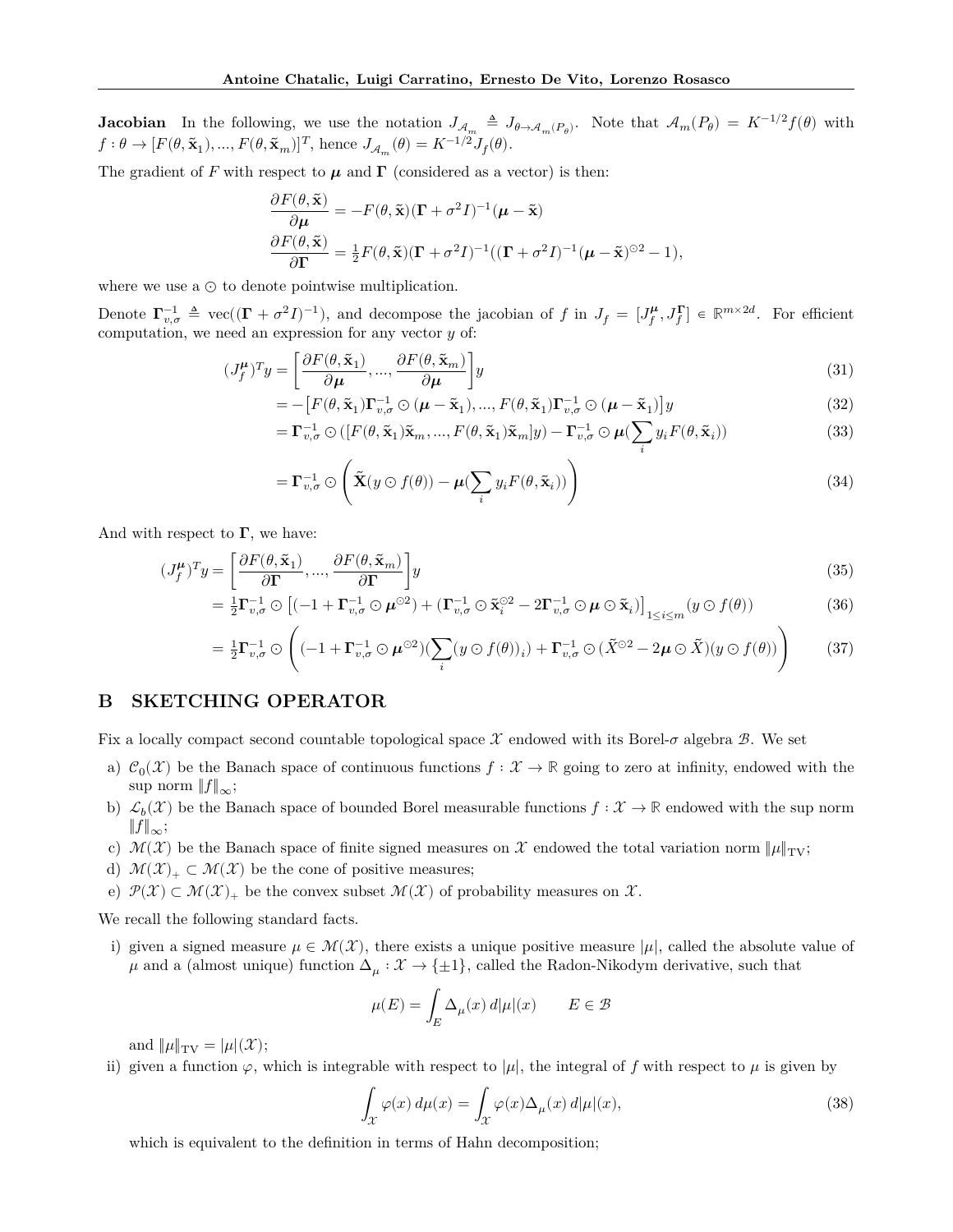**Jacobian** In the following, we use the notation $J_{\mathcal{A}_m} \triangleq J_{\theta \to \mathcal{A}_m(P_\theta)}$. Note that $\mathcal{A}_m(P_\theta) = K^{-1/2} f(\theta)$ with $f : \theta \to [F(\theta, \tilde{\mathbf{x}}_1), ..., F(\theta, \tilde{\mathbf{x}}_m)]^T$, hence $J_{\mathcal{A}_m}(\theta) = K^{-1/2} J_f(\theta)$.

The gradient of $F$ with respect to $\boldsymbol{\mu}$ and $\boldsymbol{\Gamma}$ (considered as a vector) is then:

$$
\begin{aligned}
\frac{\partial F(\theta, \tilde{\mathbf{x}})}{\partial \boldsymbol{\mu}} &= -F(\theta, \tilde{\mathbf{x}})(\boldsymbol{\Gamma} + \sigma^2 I)^{-1}(\boldsymbol{\mu} - \tilde{\mathbf{x}}) \\
\frac{\partial F(\theta, \tilde{\mathbf{x}})}{\partial \boldsymbol{\Gamma}} &= \tfrac{1}{2} F(\theta, \tilde{\mathbf{x}})(\boldsymbol{\Gamma} + \sigma^2 I)^{-1}((\boldsymbol{\Gamma} + \sigma^2 I)^{-1}(\boldsymbol{\mu} - \tilde{\mathbf{x}})^{\odot 2} - 1),
\end{aligned}
$$

where we use a $\odot$ to denote pointwise multiplication.

Denote $\boldsymbol{\Gamma}_{v,\sigma}^{-1} \triangleq \mathrm{vec}((\boldsymbol{\Gamma} + \sigma^2 I)^{-1})$, and decompose the jacobian of $f$ in $J_f = [J_f^{\boldsymbol{\mu}}, J_f^{\boldsymbol{\Gamma}}] \in \mathbb{R}^{m \times 2d}$. For efficient computation, we need an expression for any vector $y$ of:

$$
\begin{aligned}
(J_f^{\boldsymbol{\mu}})^T y &= \left[ \frac{\partial F(\theta, \tilde{\mathbf{x}}_1)}{\partial \boldsymbol{\mu}}, ..., \frac{\partial F(\theta, \tilde{\mathbf{x}}_m)}{\partial \boldsymbol{\mu}} \right] y &(31)\\
&= -\left[ F(\theta, \tilde{\mathbf{x}}_1)\boldsymbol{\Gamma}_{v,\sigma}^{-1} \odot (\boldsymbol{\mu} - \tilde{\mathbf{x}}_1), ..., F(\theta, \tilde{\mathbf{x}}_1)\boldsymbol{\Gamma}_{v,\sigma}^{-1} \odot (\boldsymbol{\mu} - \tilde{\mathbf{x}}_1) \right] y &(32)\\
&= \boldsymbol{\Gamma}_{v,\sigma}^{-1} \odot ([F(\theta, \tilde{\mathbf{x}}_1)\tilde{\mathbf{x}}_m, ..., F(\theta, \tilde{\mathbf{x}}_1)\tilde{\mathbf{x}}_m] y) - \boldsymbol{\Gamma}_{v,\sigma}^{-1} \odot \boldsymbol{\mu} (\sum_i y_i F(\theta, \tilde{\mathbf{x}}_i)) &(33)\\
&= \boldsymbol{\Gamma}_{v,\sigma}^{-1} \odot \left( \tilde{\mathbf{X}}(y \odot f(\theta)) - \boldsymbol{\mu} (\sum_i y_i F(\theta, \tilde{\mathbf{x}}_i)) \right) &(34)
\end{aligned}
$$

And with respect to $\boldsymbol{\Gamma}$, we have:

$$
\begin{aligned}
(J_f^{\boldsymbol{\mu}})^T y &= \left[ \frac{\partial F(\theta, \tilde{\mathbf{x}}_1)}{\partial \boldsymbol{\Gamma}}, ..., \frac{\partial F(\theta, \tilde{\mathbf{x}}_m)}{\partial \boldsymbol{\Gamma}} \right] y &(35)\\
&= \tfrac{1}{2} \boldsymbol{\Gamma}_{v,\sigma}^{-1} \odot \left[ (-1 + \boldsymbol{\Gamma}_{v,\sigma}^{-1} \odot \boldsymbol{\mu}^{\odot 2}) + (\boldsymbol{\Gamma}_{v,\sigma}^{-1} \odot \tilde{\mathbf{x}}_i^{\odot 2} - 2\boldsymbol{\Gamma}_{v,\sigma}^{-1} \odot \boldsymbol{\mu} \odot \tilde{\mathbf{x}}_i) \right]_{1 \le i \le m} (y \odot f(\theta)) &(36)\\
&= \tfrac{1}{2} \boldsymbol{\Gamma}_{v,\sigma}^{-1} \odot \left( (-1 + \boldsymbol{\Gamma}_{v,\sigma}^{-1} \odot \boldsymbol{\mu}^{\odot 2})(\sum_i (y \odot f(\theta))_i) + \boldsymbol{\Gamma}_{v,\sigma}^{-1} \odot (\tilde{X}^{\odot 2} - 2\boldsymbol{\mu} \odot \tilde{X})(y \odot f(\theta)) \right) &(37)
\end{aligned}
$$

## B SKETCHING OPERATOR

Fix a locally compact second countable topological space $\mathcal{X}$ endowed with its Borel-$\sigma$ algebra $\mathcal{B}$. We set

a) $\mathcal{C}_0(\mathcal{X})$ be the Banach space of continuous functions $f : \mathcal{X} \to \mathbb{R}$ going to zero at infinity, endowed with the sup norm $\|f\|_\infty$;
b) $\mathcal{L}_b(\mathcal{X})$ be the Banach space of bounded Borel measurable functions $f : \mathcal{X} \to \mathbb{R}$ endowed with the sup norm $\|f\|_\infty$;
c) $\mathcal{M}(\mathcal{X})$ be the Banach space of finite signed measures on $\mathcal{X}$ endowed the total variation norm $\|\mu\|_{\mathrm{TV}}$;
d) $\mathcal{M}(\mathcal{X})_+ \subset \mathcal{M}(\mathcal{X})$ be the cone of positive measures;
e) $\mathcal{P}(\mathcal{X}) \subset \mathcal{M}(\mathcal{X})_+$ be the convex subset $\mathcal{M}(\mathcal{X})$ of probability measures on $\mathcal{X}$.

We recall the following standard facts.

i) given a signed measure $\mu \in \mathcal{M}(\mathcal{X})$, there exists a unique positive measure $|\mu|$, called the absolute value of $\mu$ and a (almost unique) function $\Delta_\mu : \mathcal{X} \to \{\pm 1\}$, called the Radon-Nikodym derivative, such that

$$
\mu(E) = \int_E \Delta_\mu(x) \, d|\mu|(x) \qquad E \in \mathcal{B}
$$

and $\|\mu\|_{\mathrm{TV}} = |\mu|(\mathcal{X})$;

ii) given a function $\varphi$, which is integrable with respect to $|\mu|$, the integral of $f$ with respect to $\mu$ is given by

$$
\int_{\mathcal{X}} \varphi(x) \, d\mu(x) = \int_{\mathcal{X}} \varphi(x) \Delta_\mu(x) \, d|\mu|(x), \tag{38}
$$

which is equivalent to the definition in terms of Hahn decomposition;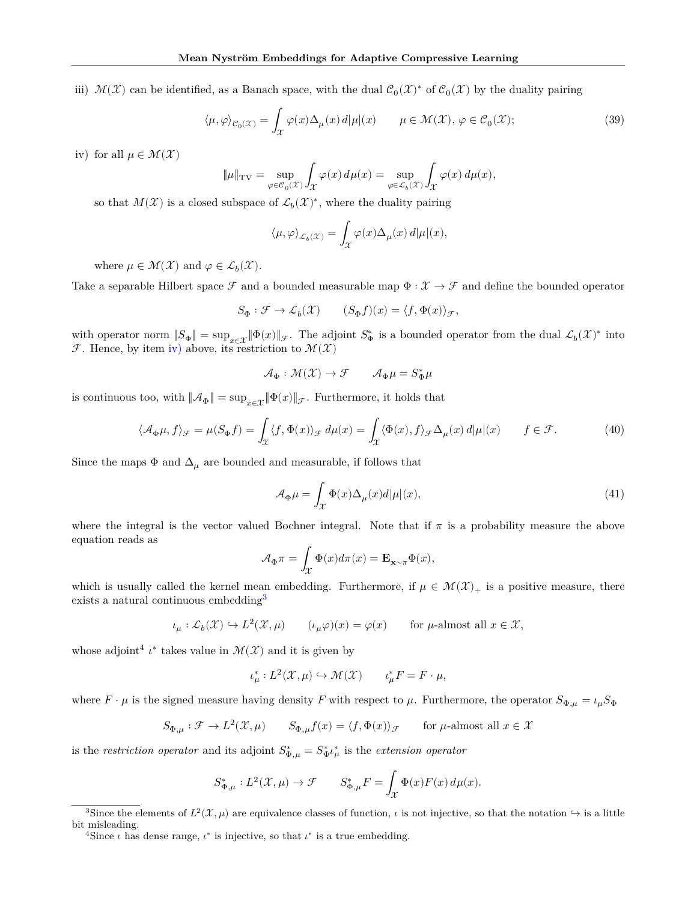iii) $\mathcal{M}(\mathcal{X})$ can be identified, as a Banach space, with the dual $\mathcal{C}_0(\mathcal{X})^*$ of $\mathcal{C}_0(\mathcal{X})$ by the duality pairing

$$
\langle \mu, \varphi \rangle_{\mathcal{C}_0(\mathcal{X})} = \int_{\mathcal{X}} \varphi(x) \Delta_\mu(x) \, d|\mu|(x) \qquad \mu \in \mathcal{M}(\mathcal{X}),\, \varphi \in \mathcal{C}_0(\mathcal{X}); \tag{39}
$$

iv) for all $\mu \in \mathcal{M}(\mathcal{X})$

$$
\|\mu\|_{\mathrm{TV}} = \sup_{\varphi \in \mathcal{C}_0(\mathcal{X})} \int_{\mathcal{X}} \varphi(x) \, d\mu(x) = \sup_{\varphi \in \mathcal{L}_b(\mathcal{X})} \int_{\mathcal{X}} \varphi(x) \, d\mu(x),
$$

so that $M(\mathcal{X})$ is a closed subspace of $\mathcal{L}_b(\mathcal{X})^*$, where the duality pairing

$$
\langle \mu, \varphi \rangle_{\mathcal{L}_b(\mathcal{X})} = \int_{\mathcal{X}} \varphi(x) \Delta_\mu(x) \, d|\mu|(x),
$$

where $\mu \in \mathcal{M}(\mathcal{X})$ and $\varphi \in \mathcal{L}_b(\mathcal{X})$.

Take a separable Hilbert space $\mathcal{F}$ and a bounded measurable map $\Phi : \mathcal{X} \to \mathcal{F}$ and define the bounded operator

$$
S_\Phi : \mathcal{F} \to \mathcal{L}_b(\mathcal{X}) \qquad (S_\Phi f)(x) = \langle f, \Phi(x) \rangle_{\mathcal{F}},
$$

with operator norm $\|S_\Phi\| = \sup_{x \in \mathcal{X}} \|\Phi(x)\|_{\mathcal{F}}$. The adjoint $S_\Phi^*$ is a bounded operator from the dual $\mathcal{L}_b(\mathcal{X})^*$ into $\mathcal{F}$. Hence, by item iv) above, its restriction to $\mathcal{M}(\mathcal{X})$

$$
\mathcal{A}_\Phi : \mathcal{M}(\mathcal{X}) \to \mathcal{F} \qquad \mathcal{A}_\Phi \mu = S_\Phi^* \mu
$$

is continuous too, with $\|\mathcal{A}_\Phi\| = \sup_{x \in \mathcal{X}} \|\Phi(x)\|_{\mathcal{F}}$. Furthermore, it holds that

$$
\langle \mathcal{A}_\Phi \mu, f \rangle_{\mathcal{F}} = \mu(S_\Phi f) = \int_{\mathcal{X}} \langle f, \Phi(x) \rangle_{\mathcal{F}} \, d\mu(x) = \int_{\mathcal{X}} \langle \Phi(x), f \rangle_{\mathcal{F}} \Delta_\mu(x) \, d|\mu|(x) \qquad f \in \mathcal{F}. \tag{40}
$$

Since the maps $\Phi$ and $\Delta_\mu$ are bounded and measurable, if follows that

$$
\mathcal{A}_\Phi \mu = \int_{\mathcal{X}} \Phi(x) \Delta_\mu(x) d|\mu|(x), \tag{41}
$$

where the integral is the vector valued Bochner integral. Note that if $\pi$ is a probability measure the above equation reads as

$$
\mathcal{A}_\Phi \pi = \int_{\mathcal{X}} \Phi(x) d\pi(x) = \mathbf{E}_{\mathbf{x} \sim \pi} \Phi(x),
$$

which is usually called the kernel mean embedding. Furthermore, if $\mu \in \mathcal{M}(\mathcal{X})_+$ is a positive measure, there exists a natural continuous embedding[3]

$$
\iota_\mu : \mathcal{L}_b(\mathcal{X}) \hookrightarrow L^2(\mathcal{X}, \mu) \qquad (\iota_\mu \varphi)(x) = \varphi(x) \qquad \text{for } \mu\text{-almost all } x \in \mathcal{X},
$$

whose adjoint[4] $\iota^*$ takes value in $\mathcal{M}(\mathcal{X})$ and it is given by

$$
\iota_\mu^* : L^2(\mathcal{X}, \mu) \hookrightarrow \mathcal{M}(\mathcal{X}) \qquad \iota_\mu^* F = F \cdot \mu,
$$

where $F \cdot \mu$ is the signed measure having density $F$ with respect to $\mu$. Furthermore, the operator $S_{\Phi,\mu} = \iota_\mu S_\Phi$

$$
S_{\Phi,\mu} : \mathcal{F} \to L^2(\mathcal{X}, \mu) \qquad S_{\Phi,\mu} f(x) = \langle f, \Phi(x) \rangle_{\mathcal{F}} \qquad \text{for } \mu\text{-almost all } x \in \mathcal{X}
$$

is the *restriction operator* and its adjoint $S_{\Phi,\mu}^* = S_\Phi^* \iota_\mu^*$ is the *extension operator*

$$
S_{\Phi,\mu}^* : L^2(\mathcal{X}, \mu) \to \mathcal{F} \qquad S_{\Phi,\mu}^* F = \int_{\mathcal{X}} \Phi(x) F(x) \, d\mu(x).
$$

---

[3] Since the elements of $L^2(\mathcal{X}, \mu)$ are equivalence classes of function, $\iota$ is not injective, so that the notation $\hookrightarrow$ is a little bit misleading.

[4] Since $\iota$ has dense range, $\iota^*$ is injective, so that $\iota^*$ is a true embedding.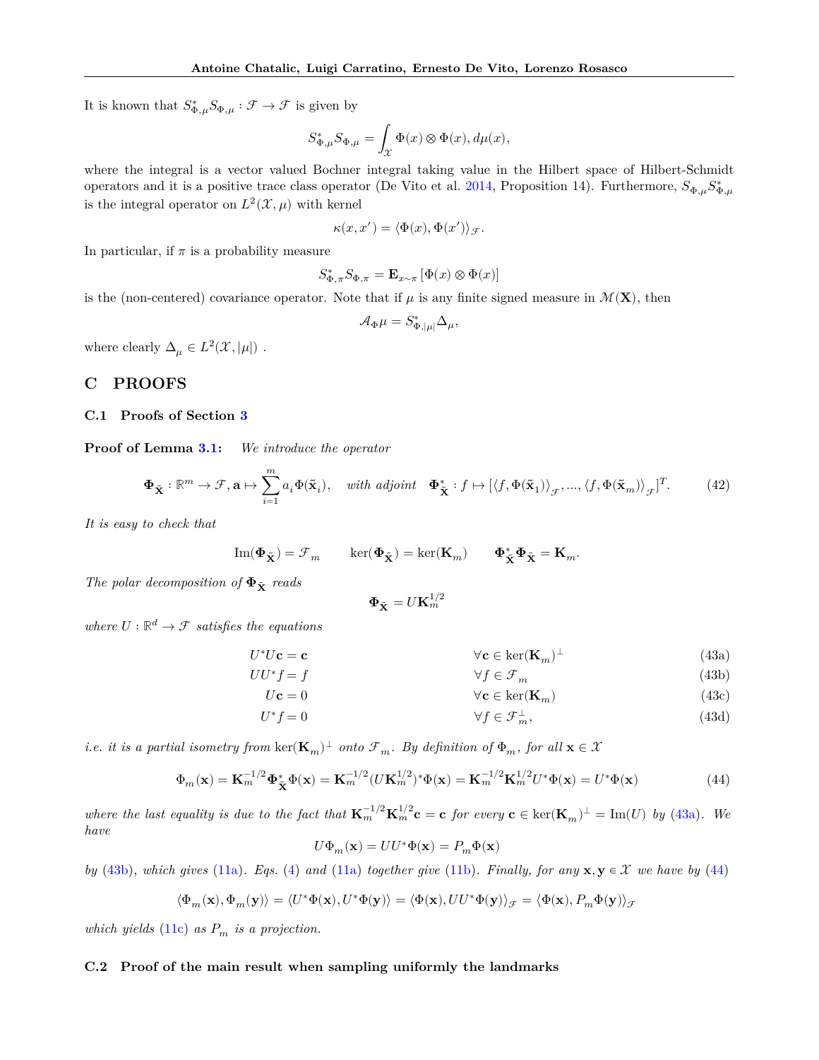It is known that $S^*_{\Phi,\mu} S_{\Phi,\mu} : \mathcal{F} \to \mathcal{F}$ is given by

$$S^*_{\Phi,\mu} S_{\Phi,\mu} = \int_{\mathcal{X}} \Phi(x) \otimes \Phi(x), d\mu(x),$$

where the integral is a vector valued Bochner integral taking value in the Hilbert space of Hilbert-Schmidt operators and it is a positive trace class operator (De Vito et al. 2014, Proposition 14). Furthermore, $S_{\Phi,\mu} S^*_{\Phi,\mu}$ is the integral operator on $L^2(\mathcal{X}, \mu)$ with kernel

$$\kappa(x, x') = \langle \Phi(x), \Phi(x') \rangle_{\mathcal{F}}.$$

In particular, if $\pi$ is a probability measure

$$S^*_{\Phi,\pi} S_{\Phi,\pi} = \mathbf{E}_{x \sim \pi} [\Phi(x) \otimes \Phi(x)]$$

is the (non-centered) covariance operator. Note that if $\mu$ is any finite signed measure in $\mathcal{M}(\mathbf{X})$, then

$$\mathcal{A}_{\Phi} \mu = S^*_{\Phi,|\mu|} \Delta_{\mu},$$

where clearly $\Delta_{\mu} \in L^2(\mathcal{X}, |\mu|)$ .

# C PROOFS

## C.1 Proofs of Section 3

**Proof of Lemma 3.1:** *We introduce the operator*

$$\mathbf{\Phi}_{\tilde{\mathbf{X}}} : \mathbb{R}^m \to \mathcal{F}, \mathbf{a} \mapsto \sum_{i=1}^{m} a_i \Phi(\tilde{\mathbf{x}}_i), \quad \textit{with adjoint} \quad \mathbf{\Phi}^*_{\tilde{\mathbf{X}}} : f \mapsto [\langle f, \Phi(\tilde{\mathbf{x}}_1) \rangle_{\mathcal{F}}, ..., \langle f, \Phi(\tilde{\mathbf{x}}_m) \rangle_{\mathcal{F}}]^T. \tag{42}$$

*It is easy to check that*

$$\operatorname{Im}(\mathbf{\Phi}_{\tilde{\mathbf{X}}}) = \mathcal{F}_m \qquad \ker(\mathbf{\Phi}_{\tilde{\mathbf{X}}}) = \ker(\mathbf{K}_m) \qquad \mathbf{\Phi}^*_{\tilde{\mathbf{X}}} \mathbf{\Phi}_{\tilde{\mathbf{X}}} = \mathbf{K}_m.$$

*The polar decomposition of $\mathbf{\Phi}_{\tilde{\mathbf{X}}}$ reads*

$$\mathbf{\Phi}_{\tilde{\mathbf{X}}} = U \mathbf{K}_m^{1/2}$$

*where $U : \mathbb{R}^d \to \mathcal{F}$ satisfies the equations*

$$U^* U \mathbf{c} = \mathbf{c} \qquad \forall \mathbf{c} \in \ker(\mathbf{K}_m)^{\perp} \tag{43a}$$
$$U U^* f = f \qquad \forall f \in \mathcal{F}_m \tag{43b}$$
$$U \mathbf{c} = 0 \qquad \forall \mathbf{c} \in \ker(\mathbf{K}_m) \tag{43c}$$
$$U^* f = 0 \qquad \forall f \in \mathcal{F}_m^{\perp}, \tag{43d}$$

*i.e. it is a partial isometry from $\ker(\mathbf{K}_m)^{\perp}$ onto $\mathcal{F}_m$. By definition of $\Phi_m$, for all $\mathbf{x} \in \mathcal{X}$*

$$\Phi_m(\mathbf{x}) = \mathbf{K}_m^{-1/2} \mathbf{\Phi}^*_{\tilde{\mathbf{X}}} \Phi(\mathbf{x}) = \mathbf{K}_m^{-1/2} (U \mathbf{K}_m^{1/2})^* \Phi(\mathbf{x}) = \mathbf{K}_m^{-1/2} \mathbf{K}_m^{1/2} U^* \Phi(\mathbf{x}) = U^* \Phi(\mathbf{x}) \tag{44}$$

*where the last equality is due to the fact that $\mathbf{K}_m^{-1/2} \mathbf{K}_m^{1/2} \mathbf{c} = \mathbf{c}$ for every $\mathbf{c} \in \ker(\mathbf{K}_m)^{\perp} = \operatorname{Im}(U)$ by (43a). We have*

$$U \Phi_m(\mathbf{x}) = U U^* \Phi(\mathbf{x}) = P_m \Phi(\mathbf{x})$$

*by (43b), which gives (11a). Eqs. (4) and (11a) together give (11b). Finally, for any $\mathbf{x}, \mathbf{y} \in \mathcal{X}$ we have by (44)*

$$\langle \Phi_m(\mathbf{x}), \Phi_m(\mathbf{y}) \rangle = \langle U^* \Phi(\mathbf{x}), U^* \Phi(\mathbf{y}) \rangle = \langle \Phi(\mathbf{x}), U U^* \Phi(\mathbf{y}) \rangle_{\mathcal{F}} = \langle \Phi(\mathbf{x}), P_m \Phi(\mathbf{y}) \rangle_{\mathcal{F}}$$

*which yields (11c) as $P_m$ is a projection.*

## C.2 Proof of the main result when sampling uniformly the landmarks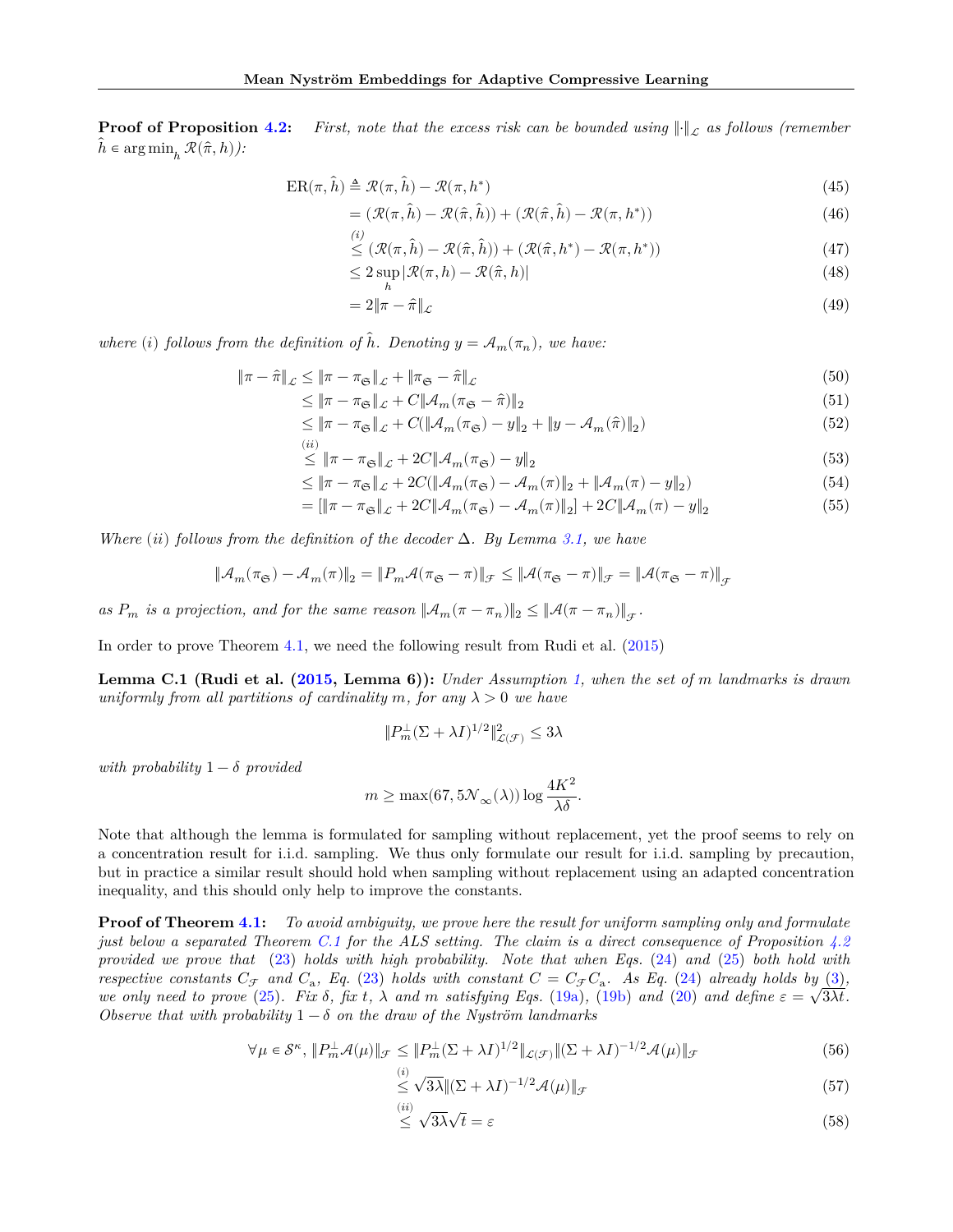**Proof of Proposition 4.2:** *First, note that the excess risk can be bounded using $\|\cdot\|_{\mathcal{L}}$ as follows (remember $\hat{h} \in \arg\min_h \mathcal{R}(\hat{\pi}, h)$):*

$$\text{ER}(\pi, \hat{h}) \triangleq \mathcal{R}(\pi, \hat{h}) - \mathcal{R}(\pi, h^*) \tag{45}$$

$$= (\mathcal{R}(\pi, \hat{h}) - \mathcal{R}(\hat{\pi}, \hat{h})) + (\mathcal{R}(\hat{\pi}, \hat{h}) - \mathcal{R}(\pi, h^*)) \tag{46}$$

$$\overset{(i)}{\leq} (\mathcal{R}(\pi, \hat{h}) - \mathcal{R}(\hat{\pi}, \hat{h})) + (\mathcal{R}(\hat{\pi}, h^*) - \mathcal{R}(\pi, h^*)) \tag{47}$$

$$\leq 2 \sup_h |\mathcal{R}(\pi, h) - \mathcal{R}(\hat{\pi}, h)| \tag{48}$$

$$= 2\|\pi - \hat{\pi}\|_{\mathcal{L}} \tag{49}$$

*where (i) follows from the definition of $\hat{h}$. Denoting $y = \mathcal{A}_m(\pi_n)$, we have:*

$$\|\pi - \hat{\pi}\|_{\mathcal{L}} \leq \|\pi - \pi_{\mathfrak{S}}\|_{\mathcal{L}} + \|\pi_{\mathfrak{S}} - \hat{\pi}\|_{\mathcal{L}} \tag{50}$$

$$\leq \|\pi - \pi_{\mathfrak{S}}\|_{\mathcal{L}} + C\|\mathcal{A}_m(\pi_{\mathfrak{S}} - \hat{\pi})\|_2 \tag{51}$$

$$\leq \|\pi - \pi_{\mathfrak{S}}\|_{\mathcal{L}} + C(\|\mathcal{A}_m(\pi_{\mathfrak{S}}) - y\|_2 + \|y - \mathcal{A}_m(\hat{\pi})\|_2) \tag{52}$$

$$\overset{(ii)}{\leq} \|\pi - \pi_{\mathfrak{S}}\|_{\mathcal{L}} + 2C\|\mathcal{A}_m(\pi_{\mathfrak{S}}) - y\|_2 \tag{53}$$

$$\leq \|\pi - \pi_{\mathfrak{S}}\|_{\mathcal{L}} + 2C(\|\mathcal{A}_m(\pi_{\mathfrak{S}}) - \mathcal{A}_m(\pi)\|_2 + \|\mathcal{A}_m(\pi) - y\|_2) \tag{54}$$

$$= [\|\pi - \pi_{\mathfrak{S}}\|_{\mathcal{L}} + 2C\|\mathcal{A}_m(\pi_{\mathfrak{S}}) - \mathcal{A}_m(\pi)\|_2] + 2C\|\mathcal{A}_m(\pi) - y\|_2 \tag{55}$$

*Where (ii) follows from the definition of the decoder $\Delta$. By Lemma 3.1, we have*

$$\|\mathcal{A}_m(\pi_{\mathfrak{S}}) - \mathcal{A}_m(\pi)\|_2 = \|P_m \mathcal{A}(\pi_{\mathfrak{S}} - \pi)\|_{\mathcal{F}} \leq \|\mathcal{A}(\pi_{\mathfrak{S}} - \pi)\|_{\mathcal{F}} = \|\mathcal{A}(\pi_{\mathfrak{S}} - \pi)\|_{\mathcal{F}}$$

*as $P_m$ is a projection, and for the same reason $\|\mathcal{A}_m(\pi - \pi_n)\|_2 \leq \|\mathcal{A}(\pi - \pi_n)\|_{\mathcal{F}}$.*

In order to prove Theorem 4.1, we need the following result from Rudi et al. (2015)

**Lemma C.1 (Rudi et al. (2015, Lemma 6)):** *Under Assumption 1, when the set of $m$ landmarks is drawn uniformly from all partitions of cardinality $m$, for any $\lambda > 0$ we have*

$$\|P_m^{\perp}(\Sigma + \lambda I)^{1/2}\|^2_{\mathcal{L}(\mathcal{F})} \leq 3\lambda$$

*with probability $1 - \delta$ provided*

$$m \geq \max(67, 5\mathcal{N}_{\infty}(\lambda)) \log \frac{4K^2}{\lambda\delta}.$$

Note that although the lemma is formulated for sampling without replacement, yet the proof seems to rely on a concentration result for i.i.d. sampling. We thus only formulate our result for i.i.d. sampling by precaution, but in practice a similar result should hold when sampling without replacement using an adapted concentration inequality, and this should only help to improve the constants.

**Proof of Theorem 4.1:** *To avoid ambiguity, we prove here the result for uniform sampling only and formulate just below a separated Theorem C.1 for the ALS setting. The claim is a direct consequence of Proposition 4.2 provided we prove that (23) holds with high probability. Note that when Eqs. (24) and (25) both hold with respective constants $C_{\mathcal{F}}$ and $C_{\text{a}}$, Eq. (23) holds with constant $C = C_{\mathcal{F}} C_{\text{a}}$. As Eq. (24) already holds by (3), we only need to prove (25). Fix $\delta$, fix $t$, $\lambda$ and $m$ satisfying Eqs. (19a), (19b) and (20) and define $\varepsilon = \sqrt{3\lambda t}$. Observe that with probability $1 - \delta$ on the draw of the Nyström landmarks*

$$\forall \mu \in \mathcal{S}^{\kappa}, \|P_m^{\perp}\mathcal{A}(\mu)\|_{\mathcal{F}} \leq \|P_m^{\perp}(\Sigma + \lambda I)^{1/2}\|_{\mathcal{L}(\mathcal{F})}\|(\Sigma + \lambda I)^{-1/2}\mathcal{A}(\mu)\|_{\mathcal{F}} \tag{56}$$

$$\overset{(i)}{\leq} \sqrt{3\lambda}\|(\Sigma + \lambda I)^{-1/2}\mathcal{A}(\mu)\|_{\mathcal{F}} \tag{57}$$

$$\overset{(ii)}{\leq} \sqrt{3\lambda}\sqrt{t} = \varepsilon \tag{58}$$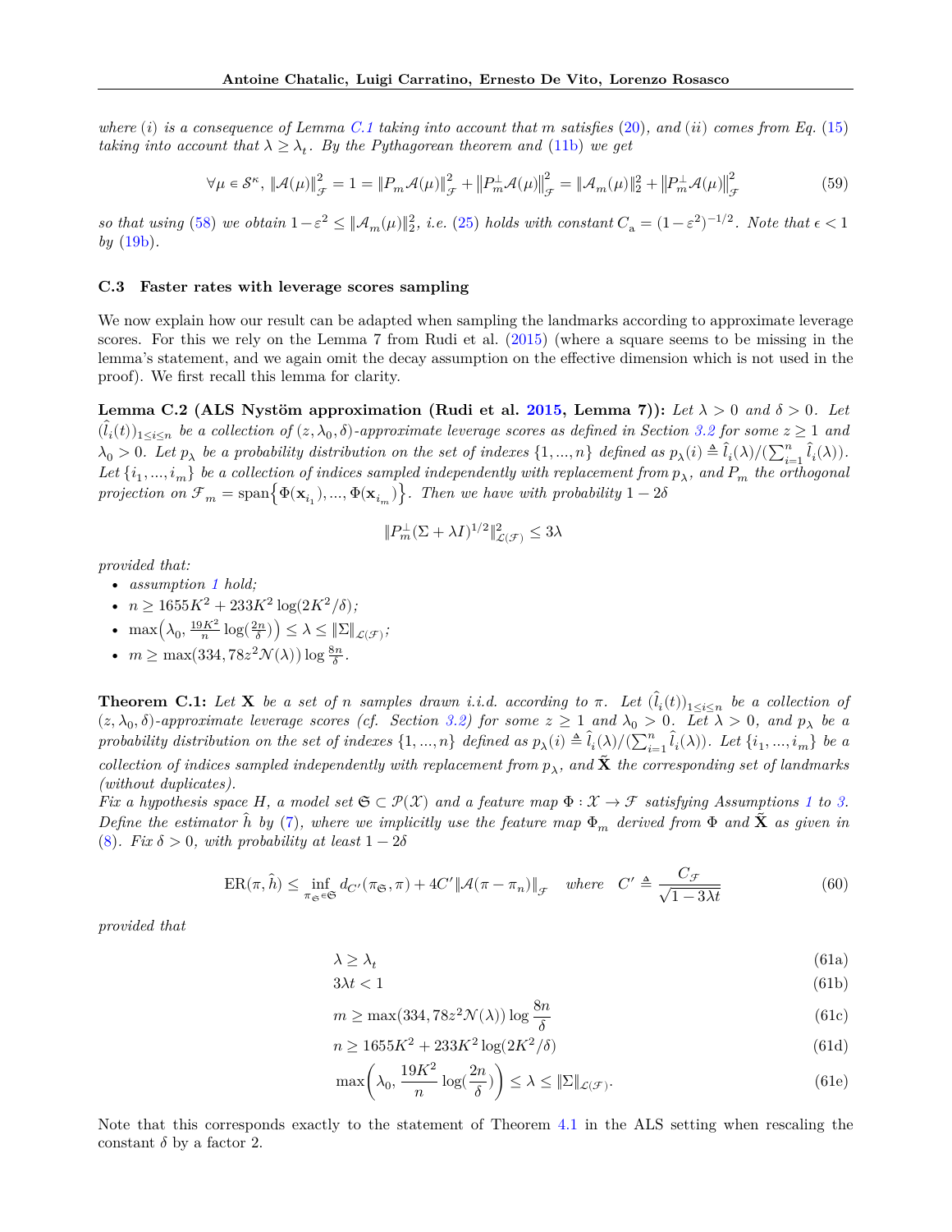*where (i) is a consequence of Lemma C.1 taking into account that m satisfies (20), and (ii) comes from Eq. (15) taking into account that $\lambda \geq \lambda_t$. By the Pythagorean theorem and (11b) we get*

$$\forall \mu \in \mathcal{S}^{\kappa},\ \|\mathcal{A}(\mu)\|_{\mathcal{F}}^2 = 1 = \|P_m \mathcal{A}(\mu)\|_{\mathcal{F}}^2 + \left\|P_m^{\perp}\mathcal{A}(\mu)\right\|_{\mathcal{F}}^2 = \|\mathcal{A}_m(\mu)\|_2^2 + \left\|P_m^{\perp}\mathcal{A}(\mu)\right\|_{\mathcal{F}}^2 \tag{59}$$

*so that using (58) we obtain $1-\varepsilon^2 \leq \|\mathcal{A}_m(\mu)\|_2^2$, i.e. (25) holds with constant $C_{\mathrm{a}} = (1-\varepsilon^2)^{-1/2}$. Note that $\epsilon < 1$ by (19b).*

### C.3 Faster rates with leverage scores sampling

We now explain how our result can be adapted when sampling the landmarks according to approximate leverage scores. For this we rely on the Lemma 7 from Rudi et al. (2015) (where a square seems to be missing in the lemma's statement, and we again omit the decay assumption on the effective dimension which is not used in the proof). We first recall this lemma for clarity.

**Lemma C.2 (ALS Nystöm approximation (Rudi et al. 2015, Lemma 7)):** *Let $\lambda > 0$ and $\delta > 0$. Let $(\hat{l}_i(t))_{1\leq i\leq n}$ be a collection of $(z, \lambda_0, \delta)$-approximate leverage scores as defined in Section 3.2 for some $z \geq 1$ and $\lambda_0 > 0$. Let $p_\lambda$ be a probability distribution on the set of indexes $\{1, ..., n\}$ defined as $p_\lambda(i) \triangleq \hat{l}_i(\lambda)/(\sum_{i=1}^n \hat{l}_i(\lambda))$. Let $\{i_1, ..., i_m\}$ be a collection of indices sampled independently with replacement from $p_\lambda$, and $P_m$ the orthogonal projection on $\mathcal{F}_m = \operatorname{span}\{\Phi(\mathbf{x}_{i_1}), ..., \Phi(\mathbf{x}_{i_m})\}$. Then we have with probability $1-2\delta$*

$$\|P_m^{\perp}(\Sigma + \lambda I)^{1/2}\|_{\mathcal{L}(\mathcal{F})}^2 \leq 3\lambda$$

*provided that:*

- *assumption 1 hold;*
- *$n \geq 1655K^2 + 233K^2 \log(2K^2/\delta)$;*
- *$\max\left(\lambda_0, \frac{19K^2}{n}\log(\frac{2n}{\delta})\right) \leq \lambda \leq \|\Sigma\|_{\mathcal{L}(\mathcal{F})}$;*
- *$m \geq \max(334, 78z^2\mathcal{N}(\lambda)) \log \frac{8n}{\delta}$.*

**Theorem C.1:** *Let $\mathbf{X}$ be a set of $n$ samples drawn i.i.d. according to $\pi$. Let $(\hat{l}_i(t))_{1\leq i\leq n}$ be a collection of $(z, \lambda_0, \delta)$-approximate leverage scores (cf. Section 3.2) for some $z \geq 1$ and $\lambda_0 > 0$. Let $\lambda > 0$, and $p_\lambda$ be a probability distribution on the set of indexes $\{1, ..., n\}$ defined as $p_\lambda(i) \triangleq \hat{l}_i(\lambda)/(\sum_{i=1}^n \hat{l}_i(\lambda))$. Let $\{i_1, ..., i_m\}$ be a collection of indices sampled independently with replacement from $p_\lambda$, and $\tilde{\mathbf{X}}$ the corresponding set of landmarks (without duplicates).*

*Fix a hypothesis space $H$, a model set $\mathfrak{S} \subset \mathcal{P}(\mathcal{X})$ and a feature map $\Phi : \mathcal{X} \to \mathcal{F}$ satisfying Assumptions 1 to 3. Define the estimator $\hat{h}$ by (7), where we implicitly use the feature map $\Phi_m$ derived from $\Phi$ and $\tilde{\mathbf{X}}$ as given in (8). Fix $\delta > 0$, with probability at least $1-2\delta$*

$$\mathrm{ER}(\pi, \hat{h}) \leq \inf_{\pi_{\mathfrak{S}} \in \mathfrak{S}} d_{C'}(\pi_{\mathfrak{S}}, \pi) + 4C'\|\mathcal{A}(\pi - \pi_n)\|_{\mathcal{F}} \quad \text{where} \quad C' \triangleq \frac{C_{\mathcal{F}}}{\sqrt{1-3\lambda t}} \tag{60}$$

*provided that*

$$\lambda \geq \lambda_t \tag{61a}$$
$$3\lambda t < 1 \tag{61b}$$
$$m \geq \max(334, 78z^2\mathcal{N}(\lambda)) \log \frac{8n}{\delta} \tag{61c}$$
$$n \geq 1655K^2 + 233K^2 \log(2K^2/\delta) \tag{61d}$$
$$\max\left(\lambda_0, \frac{19K^2}{n}\log(\frac{2n}{\delta})\right) \leq \lambda \leq \|\Sigma\|_{\mathcal{L}(\mathcal{F})}. \tag{61e}$$

Note that this corresponds exactly to the statement of Theorem 4.1 in the ALS setting when rescaling the constant $\delta$ by a factor 2.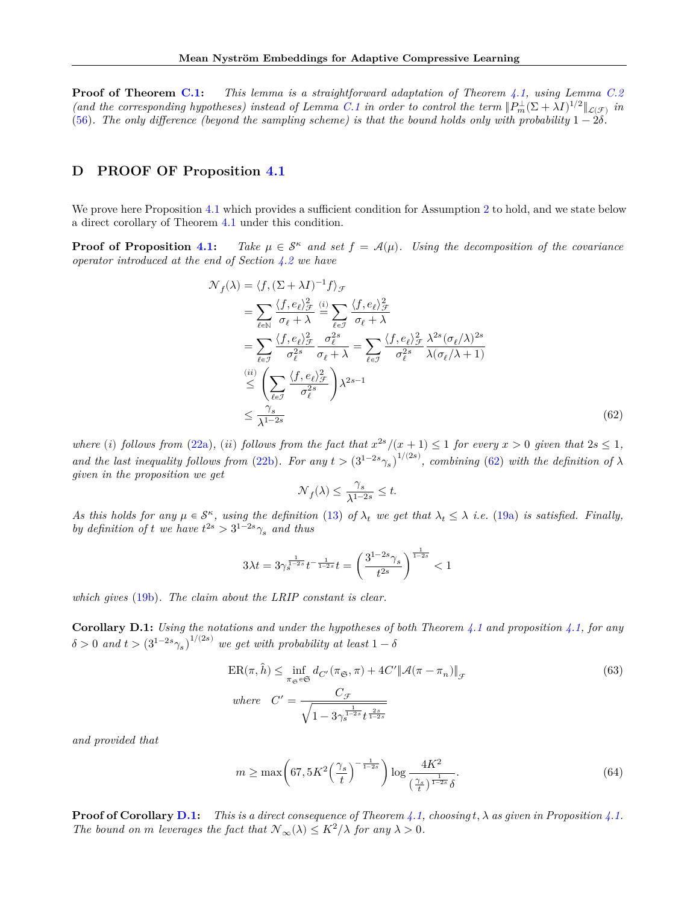**Proof of Theorem C.1:** *This lemma is a straightforward adaptation of Theorem 4.1, using Lemma C.2 (and the corresponding hypotheses) instead of Lemma C.1 in order to control the term* $\|P_m^{\perp}(\Sigma + \lambda I)^{1/2}\|_{\mathcal{L}(\mathcal{F})}$ *in (56). The only difference (beyond the sampling scheme) is that the bound holds only with probability* $1 - 2\delta$.

## D PROOF OF Proposition 4.1

We prove here Proposition 4.1 which provides a sufficient condition for Assumption 2 to hold, and we state below a direct corollary of Theorem 4.1 under this condition.

**Proof of Proposition 4.1:** *Take* $\mu \in \mathcal{S}^{\kappa}$ *and set* $f = \mathcal{A}(\mu)$. *Using the decomposition of the covariance operator introduced at the end of Section 4.2 we have*

$$
\begin{aligned}
\mathcal{N}_f(\lambda) &= \langle f, (\Sigma + \lambda I)^{-1} f \rangle_{\mathcal{F}} \\
&= \sum_{\ell \in \mathbb{N}} \frac{\langle f, e_\ell \rangle_{\mathcal{F}}^2}{\sigma_\ell + \lambda} \overset{(i)}{=} \sum_{\ell \in \mathcal{J}} \frac{\langle f, e_\ell \rangle_{\mathcal{F}}^2}{\sigma_\ell + \lambda} \\
&= \sum_{\ell \in \mathcal{J}} \frac{\langle f, e_\ell \rangle_{\mathcal{F}}^2}{\sigma_\ell^{2s}} \frac{\sigma_\ell^{2s}}{\sigma_\ell + \lambda} = \sum_{\ell \in \mathcal{J}} \frac{\langle f, e_\ell \rangle_{\mathcal{F}}^2}{\sigma_\ell^{2s}} \frac{\lambda^{2s} (\sigma_\ell / \lambda)^{2s}}{\lambda (\sigma_\ell / \lambda + 1)} \\
&\overset{(ii)}{\leq} \left( \sum_{\ell \in \mathcal{J}} \frac{\langle f, e_\ell \rangle_{\mathcal{F}}^2}{\sigma_\ell^{2s}} \right) \lambda^{2s - 1} \\
&\leq \frac{\gamma_s}{\lambda^{1-2s}}
\end{aligned}
\tag{62}
$$

*where (i) follows from (22a), (ii) follows from the fact that* $x^{2s}/(x+1) \leq 1$ *for every* $x > 0$ *given that* $2s \leq 1$, *and the last inequality follows from (22b). For any* $t > (3^{1-2s}\gamma_s)^{1/(2s)}$, *combining (62) with the definition of* $\lambda$ *given in the proposition we get*

$$
\mathcal{N}_f(\lambda) \leq \frac{\gamma_s}{\lambda^{1-2s}} \leq t.
$$

*As this holds for any* $\mu \in \mathcal{S}^{\kappa}$, *using the definition (13) of* $\lambda_t$ *we get that* $\lambda_t \leq \lambda$ *i.e. (19a) is satisfied. Finally, by definition of* $t$ *we have* $t^{2s} > 3^{1-2s}\gamma_s$ *and thus*

$$
3\lambda t = 3\gamma_s^{\frac{1}{1-2s}} t^{-\frac{1}{1-2s}} t = \left( \frac{3^{1-2s}\gamma_s}{t^{2s}} \right)^{\frac{1}{1-2s}} < 1
$$

*which gives (19b). The claim about the LRIP constant is clear.*

**Corollary D.1:** *Using the notations and under the hypotheses of both Theorem 4.1 and proposition 4.1, for any* $\delta > 0$ *and* $t > (3^{1-2s}\gamma_s)^{1/(2s)}$ *we get with probability at least* $1 - \delta$

$$
\mathrm{ER}(\pi, \hat{h}) \leq \inf_{\pi_{\mathfrak{S}} \in \mathfrak{S}} d_{C'}(\pi_{\mathfrak{S}}, \pi) + 4C' \|\mathcal{A}(\pi - \pi_n)\|_{\mathcal{F}} \tag{63}
$$

$$
\text{where} \quad C' = \frac{C_{\mathcal{F}}}{\sqrt{1 - 3\gamma_s^{\frac{1}{1-2s}} t^{\frac{2s}{1-2s}}}}
$$

*and provided that*

$$
m \geq \max\left( 67, 5K^2 \left( \frac{\gamma_s}{t} \right)^{-\frac{1}{1-2s}} \right) \log \frac{4K^2}{\left(\frac{\gamma_s}{t}\right)^{\frac{1}{1-2s}} \delta}. \tag{64}
$$

**Proof of Corollary D.1:** *This is a direct consequence of Theorem 4.1, choosing* $t, \lambda$ *as given in Proposition 4.1. The bound on* $m$ *leverages the fact that* $\mathcal{N}_\infty(\lambda) \leq K^2/\lambda$ *for any* $\lambda > 0$.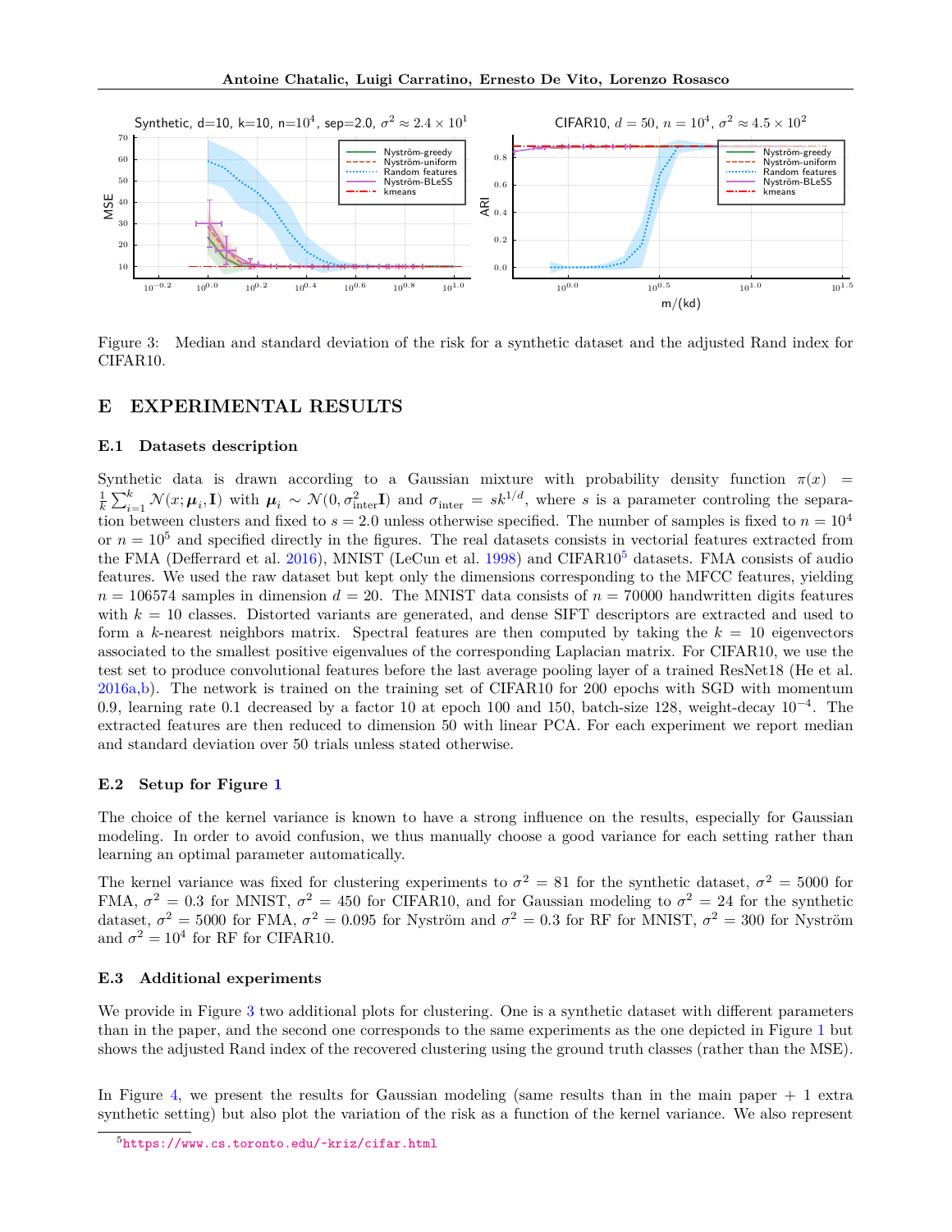Figure 3: Median and standard deviation of the risk for a synthetic dataset and the adjusted Rand index for CIFAR10.

## E EXPERIMENTAL RESULTS

### E.1 Datasets description

Synthetic data is drawn according to a Gaussian mixture with probability density function $\pi(x) = \frac{1}{k}\sum_{i=1}^{k}\mathcal{N}(x;\boldsymbol{\mu}_i,\mathbf{I})$ with $\boldsymbol{\mu}_i \sim \mathcal{N}(0,\sigma_{\text{inter}}^2\mathbf{I})$ and $\sigma_{\text{inter}} = sk^{1/d}$, where $s$ is a parameter controling the separation between clusters and fixed to $s = 2.0$ unless otherwise specified. The number of samples is fixed to $n = 10^4$ or $n = 10^5$ and specified directly in the figures. The real datasets consists in vectorial features extracted from the FMA (Defferrard et al. 2016), MNIST (LeCun et al. 1998) and CIFAR10[5] datasets. FMA consists of audio features. We used the raw dataset but kept only the dimensions corresponding to the MFCC features, yielding $n = 106574$ samples in dimension $d = 20$. The MNIST data consists of $n = 70000$ handwritten digits features with $k = 10$ classes. Distorted variants are generated, and dense SIFT descriptors are extracted and used to form a $k$-nearest neighbors matrix. Spectral features are then computed by taking the $k = 10$ eigenvectors associated to the smallest positive eigenvalues of the corresponding Laplacian matrix. For CIFAR10, we use the test set to produce convolutional features before the last average pooling layer of a trained ResNet18 (He et al. 2016a,b). The network is trained on the training set of CIFAR10 for 200 epochs with SGD with momentum 0.9, learning rate 0.1 decreased by a factor 10 at epoch 100 and 150, batch-size 128, weight-decay $10^{-4}$. The extracted features are then reduced to dimension 50 with linear PCA. For each experiment we report median and standard deviation over 50 trials unless stated otherwise.

### E.2 Setup for Figure 1

The choice of the kernel variance is known to have a strong influence on the results, especially for Gaussian modeling. In order to avoid confusion, we thus manually choose a good variance for each setting rather than learning an optimal parameter automatically.

The kernel variance was fixed for clustering experiments to $\sigma^2 = 81$ for the synthetic dataset, $\sigma^2 = 5000$ for FMA, $\sigma^2 = 0.3$ for MNIST, $\sigma^2 = 450$ for CIFAR10, and for Gaussian modeling to $\sigma^2 = 24$ for the synthetic dataset, $\sigma^2 = 5000$ for FMA, $\sigma^2 = 0.095$ for Nyström and $\sigma^2 = 0.3$ for RF for MNIST, $\sigma^2 = 300$ for Nyström and $\sigma^2 = 10^4$ for RF for CIFAR10.

### E.3 Additional experiments

We provide in Figure 3 two additional plots for clustering. One is a synthetic dataset with different parameters than in the paper, and the second one corresponds to the same experiments as the one depicted in Figure 1 but shows the adjusted Rand index of the recovered clustering using the ground truth classes (rather than the MSE).

In Figure 4, we present the results for Gaussian modeling (same results than in the main paper + 1 extra synthetic setting) but also plot the variation of the risk as a function of the kernel variance. We also represent

[5] https://www.cs.toronto.edu/~kriz/cifar.html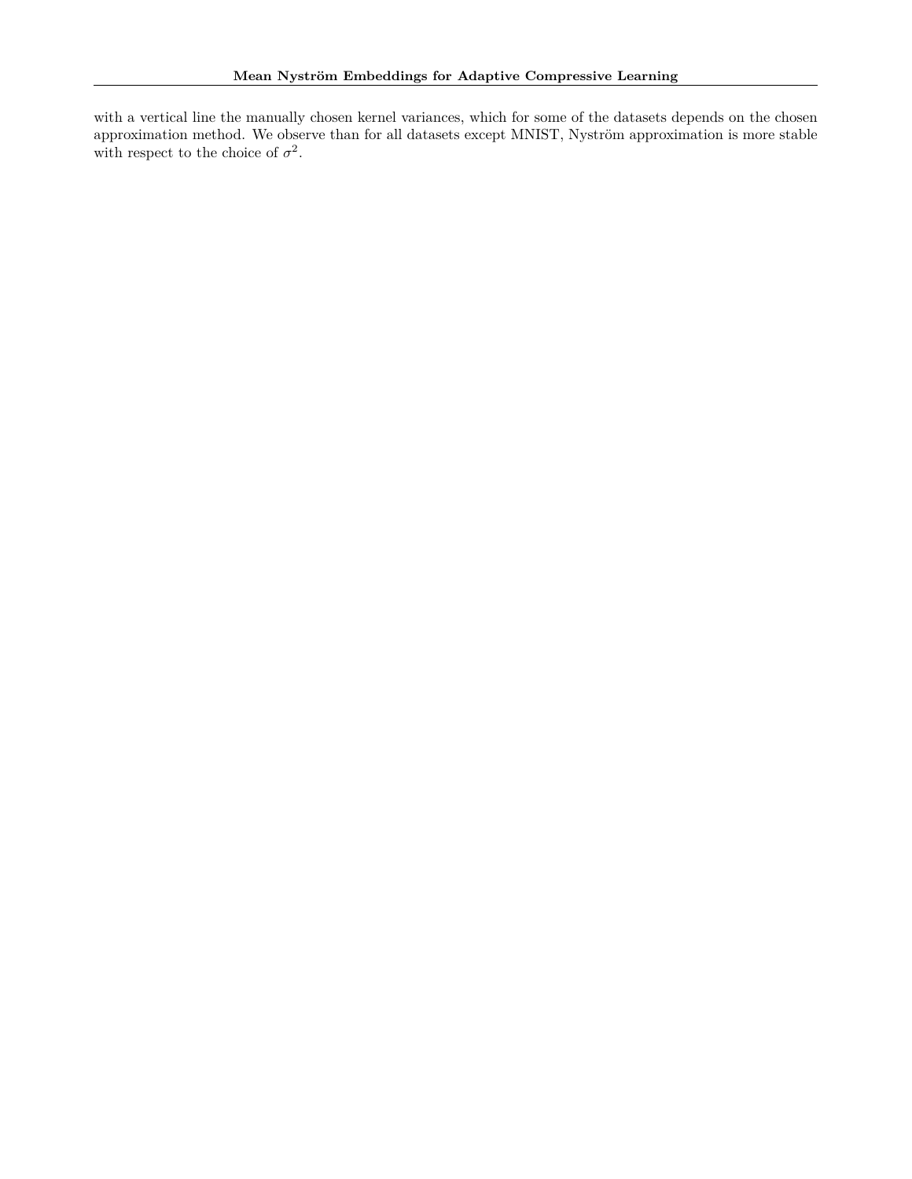with a vertical line the manually chosen kernel variances, which for some of the datasets depends on the chosen approximation method. We observe than for all datasets except MNIST, Nyström approximation is more stable with respect to the choice of $\sigma^2$.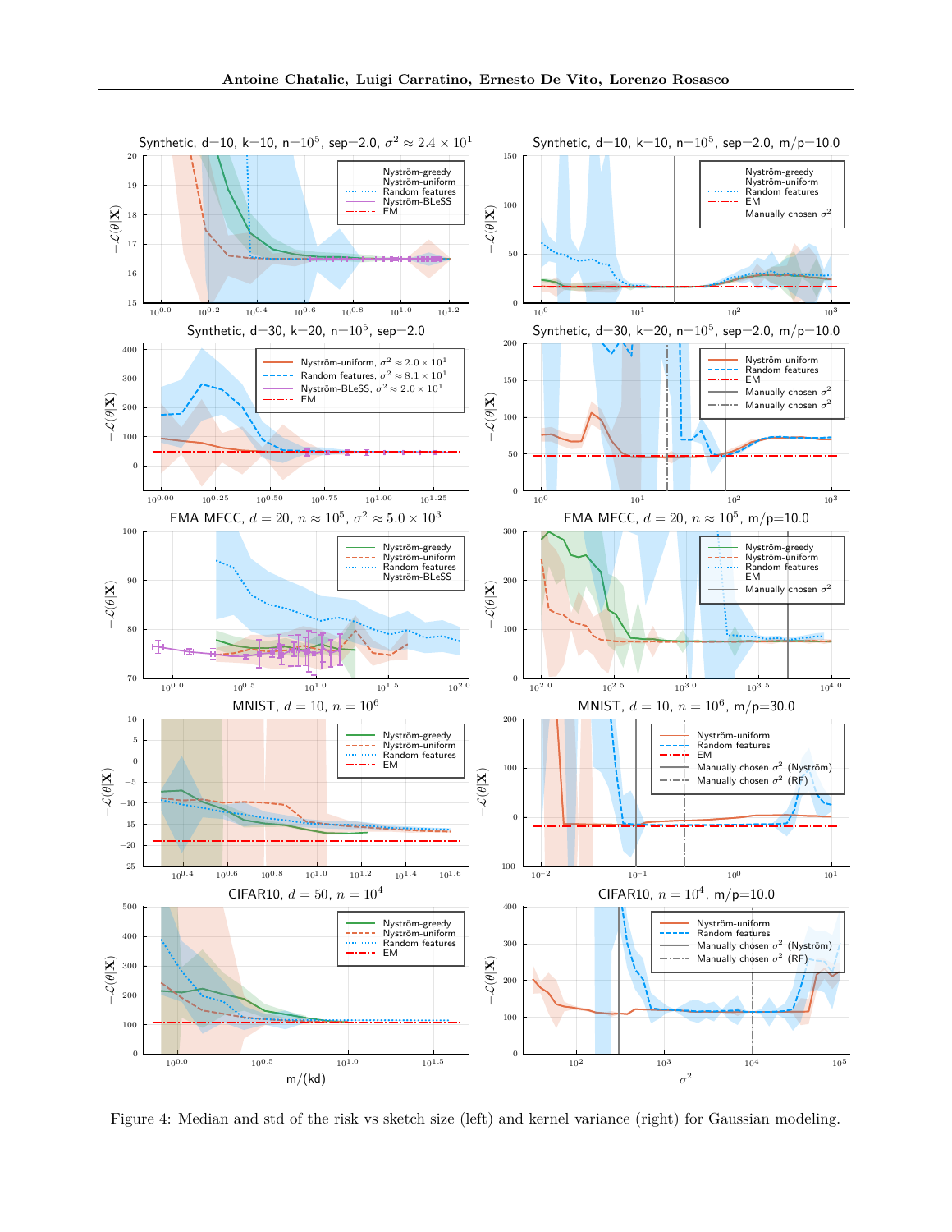Synthetic, d=10, k=10, n=$10^5$, sep=2.0, $\sigma^2 \approx 2.4 \times 10^1$

Synthetic, d=10, k=10, n=$10^5$, sep=2.0, m/p=10.0

Synthetic, d=30, k=20, n=$10^5$, sep=2.0

Synthetic, d=30, k=20, n=$10^5$, sep=2.0, m/p=10.0

FMA MFCC, $d = 20$, $n \approx 10^5$, $\sigma^2 \approx 5.0 \times 10^3$

FMA MFCC, $d = 20$, $n \approx 10^5$, m/p=10.0

MNIST, $d = 10$, $n = 10^6$

MNIST, $d = 10$, $n = 10^6$, m/p=30.0

CIFAR10, $d = 50$, $n = 10^4$

CIFAR10, $n = 10^4$, m/p=10.0

Figure 4: Median and std of the risk vs sketch size (left) and kernel variance (right) for Gaussian modeling.